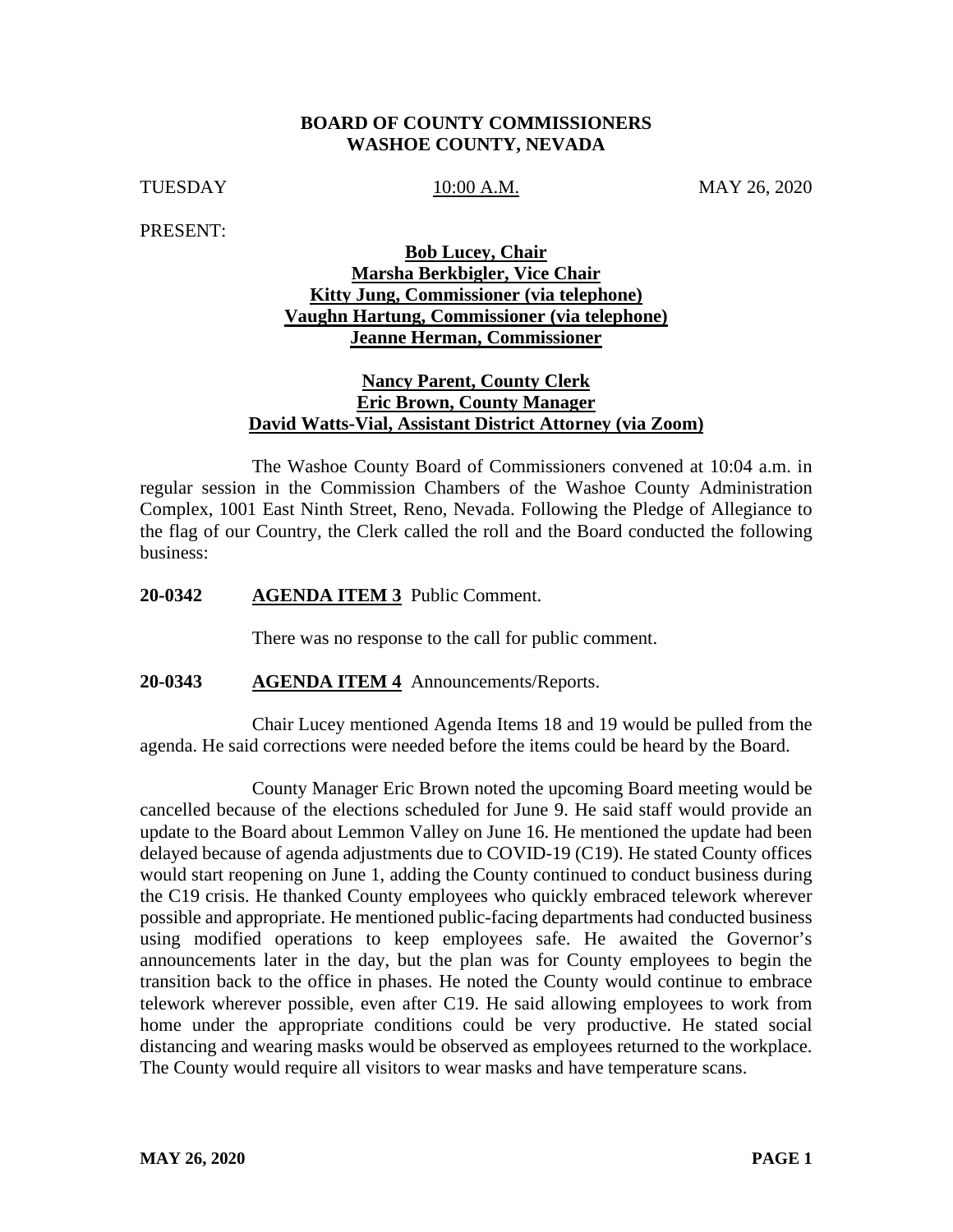**BOARD OF COUNTY COMMISSIONERS**
**WASHOE COUNTY, NEVADA**

TUESDAY 10:00 A.M. MAY 26, 2020

PRESENT:

**Bob Lucey, Chair**
**Marsha Berkbigler, Vice Chair**
**Kitty Jung, Commissioner (via telephone)**
**Vaughn Hartung, Commissioner (via telephone)**
**Jeanne Herman, Commissioner**

**Nancy Parent, County Clerk**
**Eric Brown, County Manager**
**David Watts-Vial, Assistant District Attorney (via Zoom)**

The Washoe County Board of Commissioners convened at 10:04 a.m. in regular session in the Commission Chambers of the Washoe County Administration Complex, 1001 East Ninth Street, Reno, Nevada. Following the Pledge of Allegiance to the flag of our Country, the Clerk called the roll and the Board conducted the following business:

**20-0342 AGENDA ITEM 3** Public Comment.

There was no response to the call for public comment.

**20-0343 AGENDA ITEM 4** Announcements/Reports.

Chair Lucey mentioned Agenda Items 18 and 19 would be pulled from the agenda. He said corrections were needed before the items could be heard by the Board.

County Manager Eric Brown noted the upcoming Board meeting would be cancelled because of the elections scheduled for June 9. He said staff would provide an update to the Board about Lemmon Valley on June 16. He mentioned the update had been delayed because of agenda adjustments due to COVID-19 (C19). He stated County offices would start reopening on June 1, adding the County continued to conduct business during the C19 crisis. He thanked County employees who quickly embraced telework wherever possible and appropriate. He mentioned public-facing departments had conducted business using modified operations to keep employees safe. He awaited the Governor's announcements later in the day, but the plan was for County employees to begin the transition back to the office in phases. He noted the County would continue to embrace telework wherever possible, even after C19. He said allowing employees to work from home under the appropriate conditions could be very productive. He stated social distancing and wearing masks would be observed as employees returned to the workplace. The County would require all visitors to wear masks and have temperature scans.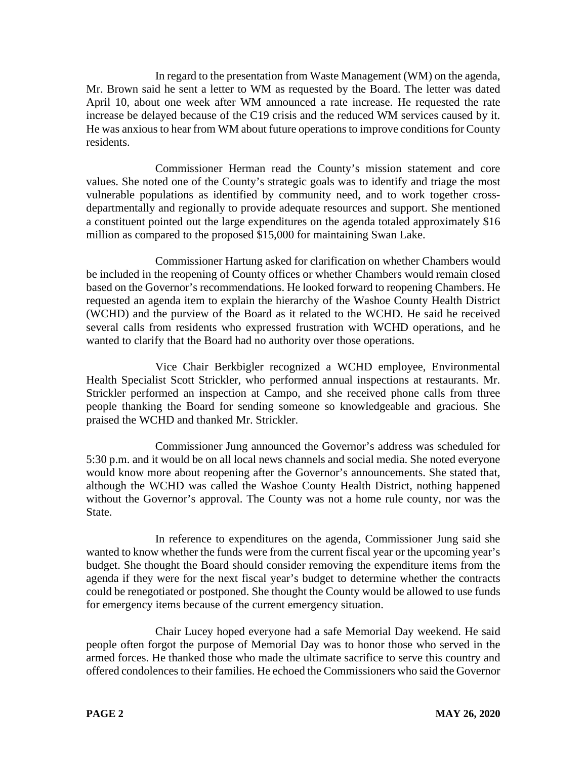In regard to the presentation from Waste Management (WM) on the agenda, Mr. Brown said he sent a letter to WM as requested by the Board. The letter was dated April 10, about one week after WM announced a rate increase. He requested the rate increase be delayed because of the C19 crisis and the reduced WM services caused by it. He was anxious to hear from WM about future operations to improve conditions for County residents.

Commissioner Herman read the County's mission statement and core values. She noted one of the County's strategic goals was to identify and triage the most vulnerable populations as identified by community need, and to work together cross-departmentally and regionally to provide adequate resources and support. She mentioned a constituent pointed out the large expenditures on the agenda totaled approximately $16 million as compared to the proposed $15,000 for maintaining Swan Lake.

Commissioner Hartung asked for clarification on whether Chambers would be included in the reopening of County offices or whether Chambers would remain closed based on the Governor's recommendations. He looked forward to reopening Chambers. He requested an agenda item to explain the hierarchy of the Washoe County Health District (WCHD) and the purview of the Board as it related to the WCHD. He said he received several calls from residents who expressed frustration with WCHD operations, and he wanted to clarify that the Board had no authority over those operations.

Vice Chair Berkbigler recognized a WCHD employee, Environmental Health Specialist Scott Strickler, who performed annual inspections at restaurants. Mr. Strickler performed an inspection at Campo, and she received phone calls from three people thanking the Board for sending someone so knowledgeable and gracious. She praised the WCHD and thanked Mr. Strickler.

Commissioner Jung announced the Governor's address was scheduled for 5:30 p.m. and it would be on all local news channels and social media. She noted everyone would know more about reopening after the Governor's announcements. She stated that, although the WCHD was called the Washoe County Health District, nothing happened without the Governor's approval. The County was not a home rule county, nor was the State.

In reference to expenditures on the agenda, Commissioner Jung said she wanted to know whether the funds were from the current fiscal year or the upcoming year's budget. She thought the Board should consider removing the expenditure items from the agenda if they were for the next fiscal year's budget to determine whether the contracts could be renegotiated or postponed. She thought the County would be allowed to use funds for emergency items because of the current emergency situation.

Chair Lucey hoped everyone had a safe Memorial Day weekend. He said people often forgot the purpose of Memorial Day was to honor those who served in the armed forces. He thanked those who made the ultimate sacrifice to serve this country and offered condolences to their families. He echoed the Commissioners who said the Governor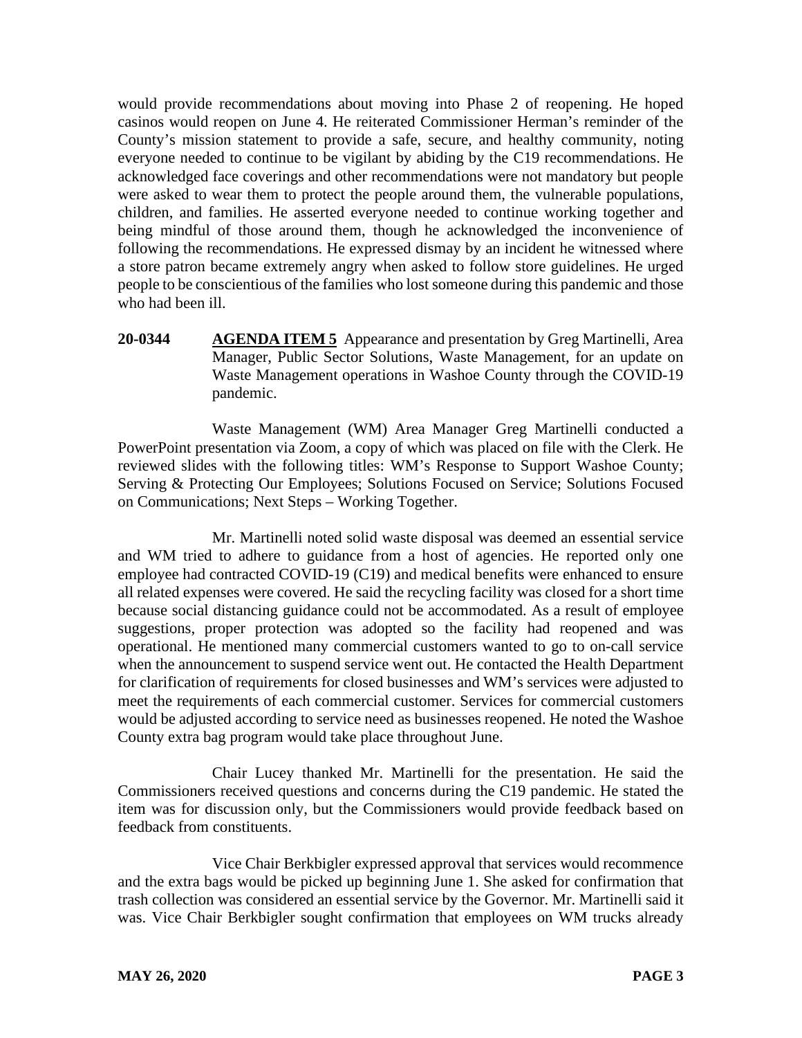would provide recommendations about moving into Phase 2 of reopening. He hoped casinos would reopen on June 4. He reiterated Commissioner Herman's reminder of the County's mission statement to provide a safe, secure, and healthy community, noting everyone needed to continue to be vigilant by abiding by the C19 recommendations. He acknowledged face coverings and other recommendations were not mandatory but people were asked to wear them to protect the people around them, the vulnerable populations, children, and families. He asserted everyone needed to continue working together and being mindful of those around them, though he acknowledged the inconvenience of following the recommendations. He expressed dismay by an incident he witnessed where a store patron became extremely angry when asked to follow store guidelines. He urged people to be conscientious of the families who lost someone during this pandemic and those who had been ill.

**20-0344** **AGENDA ITEM 5** Appearance and presentation by Greg Martinelli, Area Manager, Public Sector Solutions, Waste Management, for an update on Waste Management operations in Washoe County through the COVID-19 pandemic.

Waste Management (WM) Area Manager Greg Martinelli conducted a PowerPoint presentation via Zoom, a copy of which was placed on file with the Clerk. He reviewed slides with the following titles: WM's Response to Support Washoe County; Serving & Protecting Our Employees; Solutions Focused on Service; Solutions Focused on Communications; Next Steps – Working Together.

Mr. Martinelli noted solid waste disposal was deemed an essential service and WM tried to adhere to guidance from a host of agencies. He reported only one employee had contracted COVID-19 (C19) and medical benefits were enhanced to ensure all related expenses were covered. He said the recycling facility was closed for a short time because social distancing guidance could not be accommodated. As a result of employee suggestions, proper protection was adopted so the facility had reopened and was operational. He mentioned many commercial customers wanted to go to on-call service when the announcement to suspend service went out. He contacted the Health Department for clarification of requirements for closed businesses and WM's services were adjusted to meet the requirements of each commercial customer. Services for commercial customers would be adjusted according to service need as businesses reopened. He noted the Washoe County extra bag program would take place throughout June.

Chair Lucey thanked Mr. Martinelli for the presentation. He said the Commissioners received questions and concerns during the C19 pandemic. He stated the item was for discussion only, but the Commissioners would provide feedback based on feedback from constituents.

Vice Chair Berkbigler expressed approval that services would recommence and the extra bags would be picked up beginning June 1. She asked for confirmation that trash collection was considered an essential service by the Governor. Mr. Martinelli said it was. Vice Chair Berkbigler sought confirmation that employees on WM trucks already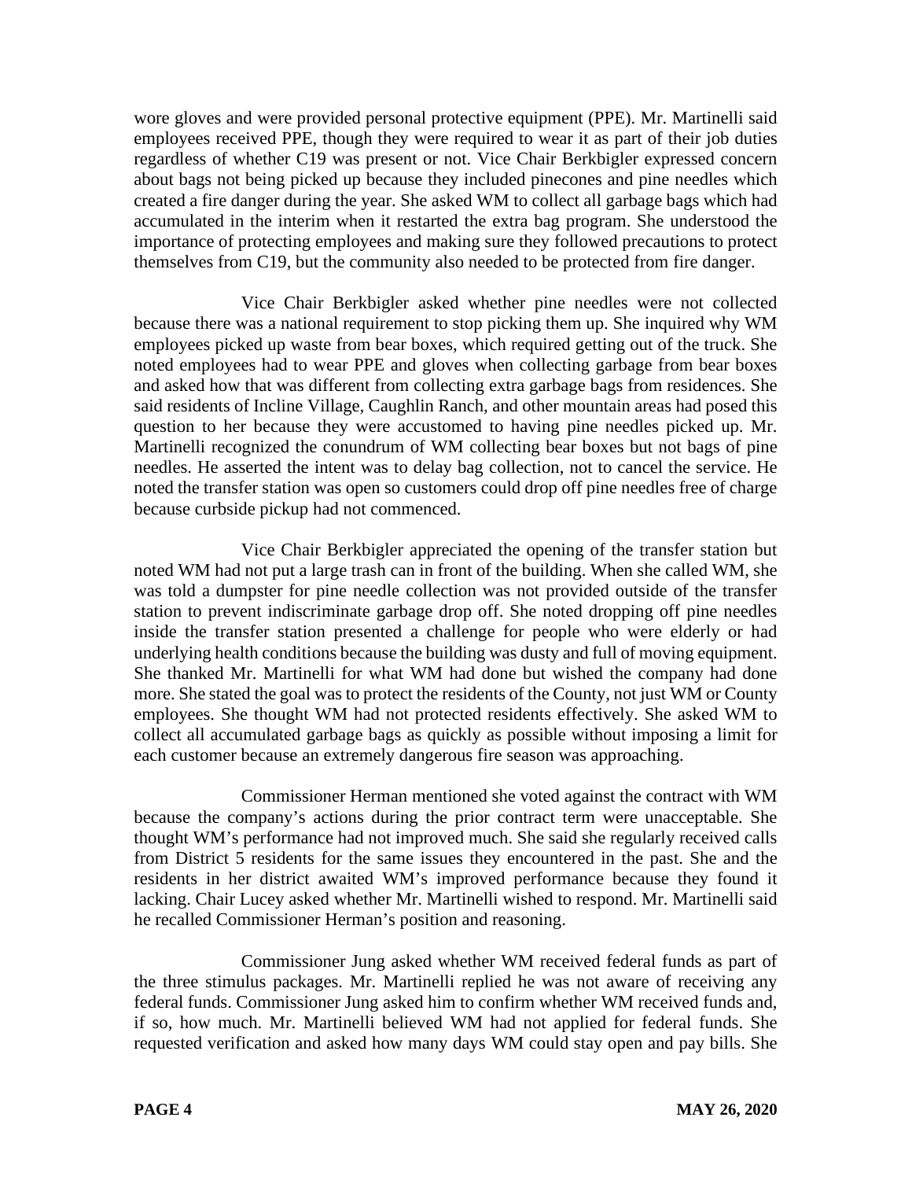wore gloves and were provided personal protective equipment (PPE). Mr. Martinelli said employees received PPE, though they were required to wear it as part of their job duties regardless of whether C19 was present or not. Vice Chair Berkbigler expressed concern about bags not being picked up because they included pinecones and pine needles which created a fire danger during the year. She asked WM to collect all garbage bags which had accumulated in the interim when it restarted the extra bag program. She understood the importance of protecting employees and making sure they followed precautions to protect themselves from C19, but the community also needed to be protected from fire danger.

Vice Chair Berkbigler asked whether pine needles were not collected because there was a national requirement to stop picking them up. She inquired why WM employees picked up waste from bear boxes, which required getting out of the truck. She noted employees had to wear PPE and gloves when collecting garbage from bear boxes and asked how that was different from collecting extra garbage bags from residences. She said residents of Incline Village, Caughlin Ranch, and other mountain areas had posed this question to her because they were accustomed to having pine needles picked up. Mr. Martinelli recognized the conundrum of WM collecting bear boxes but not bags of pine needles. He asserted the intent was to delay bag collection, not to cancel the service. He noted the transfer station was open so customers could drop off pine needles free of charge because curbside pickup had not commenced.

Vice Chair Berkbigler appreciated the opening of the transfer station but noted WM had not put a large trash can in front of the building. When she called WM, she was told a dumpster for pine needle collection was not provided outside of the transfer station to prevent indiscriminate garbage drop off. She noted dropping off pine needles inside the transfer station presented a challenge for people who were elderly or had underlying health conditions because the building was dusty and full of moving equipment. She thanked Mr. Martinelli for what WM had done but wished the company had done more. She stated the goal was to protect the residents of the County, not just WM or County employees. She thought WM had not protected residents effectively. She asked WM to collect all accumulated garbage bags as quickly as possible without imposing a limit for each customer because an extremely dangerous fire season was approaching.

Commissioner Herman mentioned she voted against the contract with WM because the company's actions during the prior contract term were unacceptable. She thought WM's performance had not improved much. She said she regularly received calls from District 5 residents for the same issues they encountered in the past. She and the residents in her district awaited WM's improved performance because they found it lacking. Chair Lucey asked whether Mr. Martinelli wished to respond. Mr. Martinelli said he recalled Commissioner Herman's position and reasoning.

Commissioner Jung asked whether WM received federal funds as part of the three stimulus packages. Mr. Martinelli replied he was not aware of receiving any federal funds. Commissioner Jung asked him to confirm whether WM received funds and, if so, how much. Mr. Martinelli believed WM had not applied for federal funds. She requested verification and asked how many days WM could stay open and pay bills. She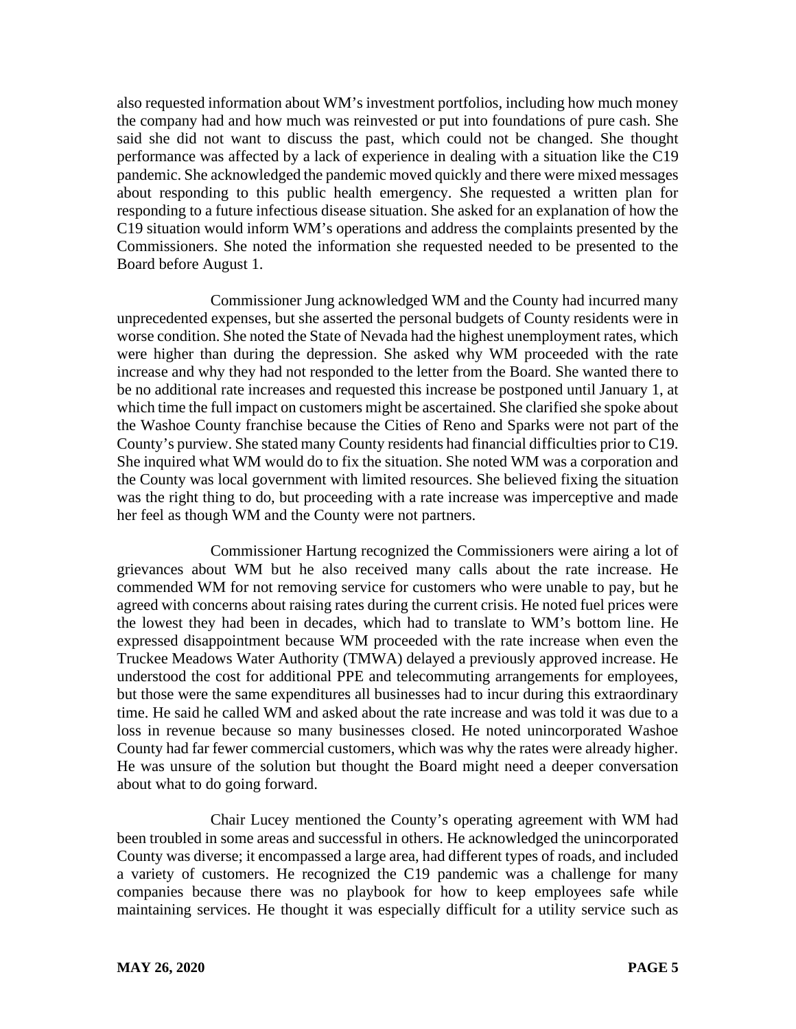also requested information about WM's investment portfolios, including how much money the company had and how much was reinvested or put into foundations of pure cash. She said she did not want to discuss the past, which could not be changed. She thought performance was affected by a lack of experience in dealing with a situation like the C19 pandemic. She acknowledged the pandemic moved quickly and there were mixed messages about responding to this public health emergency. She requested a written plan for responding to a future infectious disease situation. She asked for an explanation of how the C19 situation would inform WM's operations and address the complaints presented by the Commissioners. She noted the information she requested needed to be presented to the Board before August 1.

Commissioner Jung acknowledged WM and the County had incurred many unprecedented expenses, but she asserted the personal budgets of County residents were in worse condition. She noted the State of Nevada had the highest unemployment rates, which were higher than during the depression. She asked why WM proceeded with the rate increase and why they had not responded to the letter from the Board. She wanted there to be no additional rate increases and requested this increase be postponed until January 1, at which time the full impact on customers might be ascertained. She clarified she spoke about the Washoe County franchise because the Cities of Reno and Sparks were not part of the County's purview. She stated many County residents had financial difficulties prior to C19. She inquired what WM would do to fix the situation. She noted WM was a corporation and the County was local government with limited resources. She believed fixing the situation was the right thing to do, but proceeding with a rate increase was imperceptive and made her feel as though WM and the County were not partners.

Commissioner Hartung recognized the Commissioners were airing a lot of grievances about WM but he also received many calls about the rate increase. He commended WM for not removing service for customers who were unable to pay, but he agreed with concerns about raising rates during the current crisis. He noted fuel prices were the lowest they had been in decades, which had to translate to WM's bottom line. He expressed disappointment because WM proceeded with the rate increase when even the Truckee Meadows Water Authority (TMWA) delayed a previously approved increase. He understood the cost for additional PPE and telecommuting arrangements for employees, but those were the same expenditures all businesses had to incur during this extraordinary time. He said he called WM and asked about the rate increase and was told it was due to a loss in revenue because so many businesses closed. He noted unincorporated Washoe County had far fewer commercial customers, which was why the rates were already higher. He was unsure of the solution but thought the Board might need a deeper conversation about what to do going forward.

Chair Lucey mentioned the County's operating agreement with WM had been troubled in some areas and successful in others. He acknowledged the unincorporated County was diverse; it encompassed a large area, had different types of roads, and included a variety of customers. He recognized the C19 pandemic was a challenge for many companies because there was no playbook for how to keep employees safe while maintaining services. He thought it was especially difficult for a utility service such as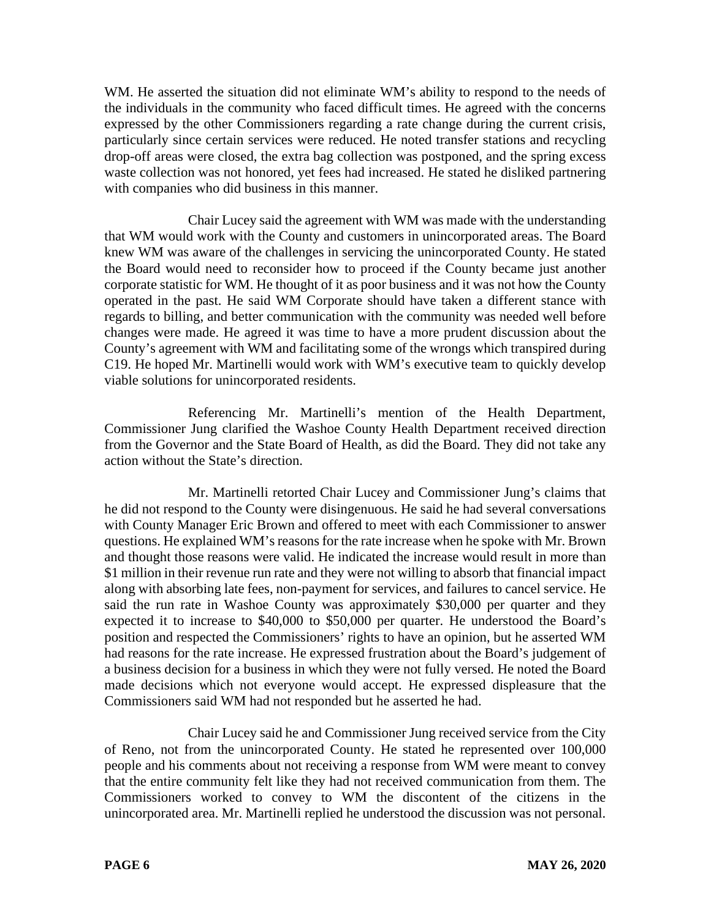WM. He asserted the situation did not eliminate WM's ability to respond to the needs of the individuals in the community who faced difficult times. He agreed with the concerns expressed by the other Commissioners regarding a rate change during the current crisis, particularly since certain services were reduced. He noted transfer stations and recycling drop-off areas were closed, the extra bag collection was postponed, and the spring excess waste collection was not honored, yet fees had increased. He stated he disliked partnering with companies who did business in this manner.

Chair Lucey said the agreement with WM was made with the understanding that WM would work with the County and customers in unincorporated areas. The Board knew WM was aware of the challenges in servicing the unincorporated County. He stated the Board would need to reconsider how to proceed if the County became just another corporate statistic for WM. He thought of it as poor business and it was not how the County operated in the past. He said WM Corporate should have taken a different stance with regards to billing, and better communication with the community was needed well before changes were made. He agreed it was time to have a more prudent discussion about the County's agreement with WM and facilitating some of the wrongs which transpired during C19. He hoped Mr. Martinelli would work with WM's executive team to quickly develop viable solutions for unincorporated residents.

Referencing Mr. Martinelli's mention of the Health Department, Commissioner Jung clarified the Washoe County Health Department received direction from the Governor and the State Board of Health, as did the Board. They did not take any action without the State's direction.

Mr. Martinelli retorted Chair Lucey and Commissioner Jung's claims that he did not respond to the County were disingenuous. He said he had several conversations with County Manager Eric Brown and offered to meet with each Commissioner to answer questions. He explained WM's reasons for the rate increase when he spoke with Mr. Brown and thought those reasons were valid. He indicated the increase would result in more than $1 million in their revenue run rate and they were not willing to absorb that financial impact along with absorbing late fees, non-payment for services, and failures to cancel service. He said the run rate in Washoe County was approximately $30,000 per quarter and they expected it to increase to $40,000 to $50,000 per quarter. He understood the Board's position and respected the Commissioners' rights to have an opinion, but he asserted WM had reasons for the rate increase. He expressed frustration about the Board's judgement of a business decision for a business in which they were not fully versed. He noted the Board made decisions which not everyone would accept. He expressed displeasure that the Commissioners said WM had not responded but he asserted he had.

Chair Lucey said he and Commissioner Jung received service from the City of Reno, not from the unincorporated County. He stated he represented over 100,000 people and his comments about not receiving a response from WM were meant to convey that the entire community felt like they had not received communication from them. The Commissioners worked to convey to WM the discontent of the citizens in the unincorporated area. Mr. Martinelli replied he understood the discussion was not personal.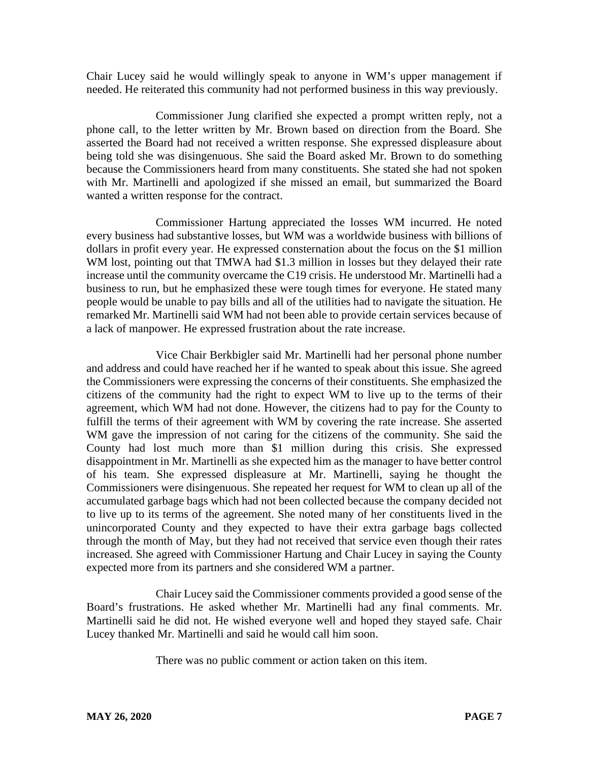Chair Lucey said he would willingly speak to anyone in WM's upper management if needed. He reiterated this community had not performed business in this way previously.

Commissioner Jung clarified she expected a prompt written reply, not a phone call, to the letter written by Mr. Brown based on direction from the Board. She asserted the Board had not received a written response. She expressed displeasure about being told she was disingenuous. She said the Board asked Mr. Brown to do something because the Commissioners heard from many constituents. She stated she had not spoken with Mr. Martinelli and apologized if she missed an email, but summarized the Board wanted a written response for the contract.

Commissioner Hartung appreciated the losses WM incurred. He noted every business had substantive losses, but WM was a worldwide business with billions of dollars in profit every year. He expressed consternation about the focus on the $1 million WM lost, pointing out that TMWA had $1.3 million in losses but they delayed their rate increase until the community overcame the C19 crisis. He understood Mr. Martinelli had a business to run, but he emphasized these were tough times for everyone. He stated many people would be unable to pay bills and all of the utilities had to navigate the situation. He remarked Mr. Martinelli said WM had not been able to provide certain services because of a lack of manpower. He expressed frustration about the rate increase.

Vice Chair Berkbigler said Mr. Martinelli had her personal phone number and address and could have reached her if he wanted to speak about this issue. She agreed the Commissioners were expressing the concerns of their constituents. She emphasized the citizens of the community had the right to expect WM to live up to the terms of their agreement, which WM had not done. However, the citizens had to pay for the County to fulfill the terms of their agreement with WM by covering the rate increase. She asserted WM gave the impression of not caring for the citizens of the community. She said the County had lost much more than $1 million during this crisis. She expressed disappointment in Mr. Martinelli as she expected him as the manager to have better control of his team. She expressed displeasure at Mr. Martinelli, saying he thought the Commissioners were disingenuous. She repeated her request for WM to clean up all of the accumulated garbage bags which had not been collected because the company decided not to live up to its terms of the agreement. She noted many of her constituents lived in the unincorporated County and they expected to have their extra garbage bags collected through the month of May, but they had not received that service even though their rates increased. She agreed with Commissioner Hartung and Chair Lucey in saying the County expected more from its partners and she considered WM a partner.

Chair Lucey said the Commissioner comments provided a good sense of the Board's frustrations. He asked whether Mr. Martinelli had any final comments. Mr. Martinelli said he did not. He wished everyone well and hoped they stayed safe. Chair Lucey thanked Mr. Martinelli and said he would call him soon.

There was no public comment or action taken on this item.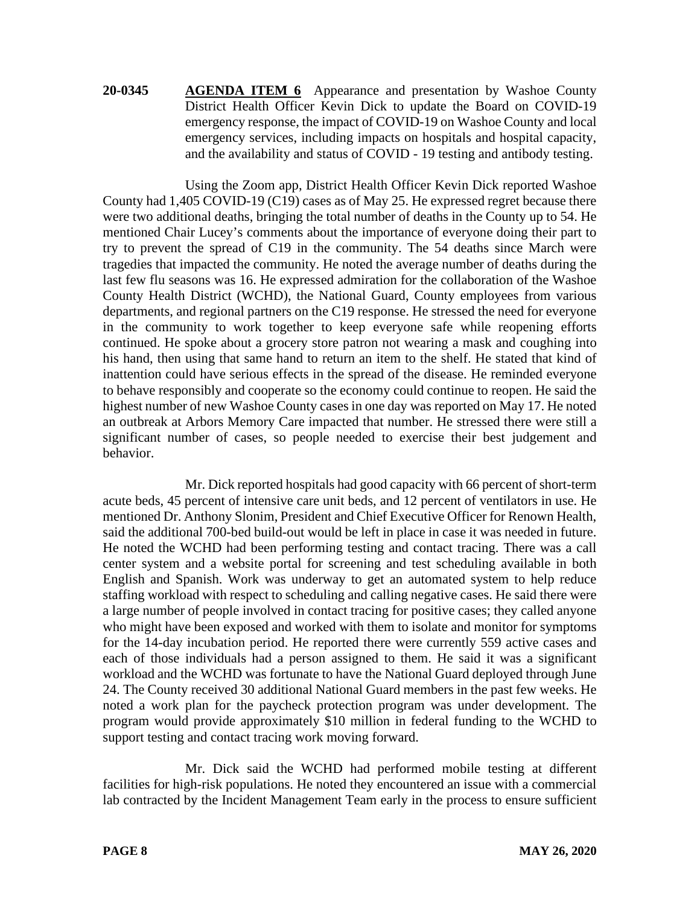**20-0345 AGENDA ITEM 6** Appearance and presentation by Washoe County District Health Officer Kevin Dick to update the Board on COVID-19 emergency response, the impact of COVID-19 on Washoe County and local emergency services, including impacts on hospitals and hospital capacity, and the availability and status of COVID - 19 testing and antibody testing.

Using the Zoom app, District Health Officer Kevin Dick reported Washoe County had 1,405 COVID-19 (C19) cases as of May 25. He expressed regret because there were two additional deaths, bringing the total number of deaths in the County up to 54. He mentioned Chair Lucey's comments about the importance of everyone doing their part to try to prevent the spread of C19 in the community. The 54 deaths since March were tragedies that impacted the community. He noted the average number of deaths during the last few flu seasons was 16. He expressed admiration for the collaboration of the Washoe County Health District (WCHD), the National Guard, County employees from various departments, and regional partners on the C19 response. He stressed the need for everyone in the community to work together to keep everyone safe while reopening efforts continued. He spoke about a grocery store patron not wearing a mask and coughing into his hand, then using that same hand to return an item to the shelf. He stated that kind of inattention could have serious effects in the spread of the disease. He reminded everyone to behave responsibly and cooperate so the economy could continue to reopen. He said the highest number of new Washoe County cases in one day was reported on May 17. He noted an outbreak at Arbors Memory Care impacted that number. He stressed there were still a significant number of cases, so people needed to exercise their best judgement and behavior.

Mr. Dick reported hospitals had good capacity with 66 percent of short-term acute beds, 45 percent of intensive care unit beds, and 12 percent of ventilators in use. He mentioned Dr. Anthony Slonim, President and Chief Executive Officer for Renown Health, said the additional 700-bed build-out would be left in place in case it was needed in future. He noted the WCHD had been performing testing and contact tracing. There was a call center system and a website portal for screening and test scheduling available in both English and Spanish. Work was underway to get an automated system to help reduce staffing workload with respect to scheduling and calling negative cases. He said there were a large number of people involved in contact tracing for positive cases; they called anyone who might have been exposed and worked with them to isolate and monitor for symptoms for the 14-day incubation period. He reported there were currently 559 active cases and each of those individuals had a person assigned to them. He said it was a significant workload and the WCHD was fortunate to have the National Guard deployed through June 24. The County received 30 additional National Guard members in the past few weeks. He noted a work plan for the paycheck protection program was under development. The program would provide approximately $10 million in federal funding to the WCHD to support testing and contact tracing work moving forward.

Mr. Dick said the WCHD had performed mobile testing at different facilities for high-risk populations. He noted they encountered an issue with a commercial lab contracted by the Incident Management Team early in the process to ensure sufficient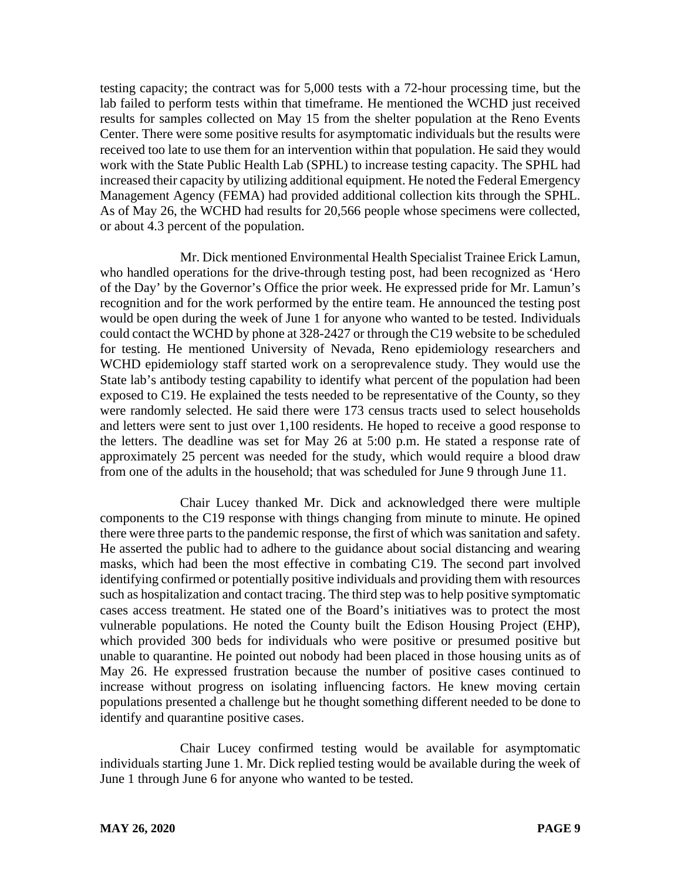testing capacity; the contract was for 5,000 tests with a 72-hour processing time, but the lab failed to perform tests within that timeframe. He mentioned the WCHD just received results for samples collected on May 15 from the shelter population at the Reno Events Center. There were some positive results for asymptomatic individuals but the results were received too late to use them for an intervention within that population. He said they would work with the State Public Health Lab (SPHL) to increase testing capacity. The SPHL had increased their capacity by utilizing additional equipment. He noted the Federal Emergency Management Agency (FEMA) had provided additional collection kits through the SPHL. As of May 26, the WCHD had results for 20,566 people whose specimens were collected, or about 4.3 percent of the population.

Mr. Dick mentioned Environmental Health Specialist Trainee Erick Lamun, who handled operations for the drive-through testing post, had been recognized as 'Hero of the Day' by the Governor's Office the prior week. He expressed pride for Mr. Lamun's recognition and for the work performed by the entire team. He announced the testing post would be open during the week of June 1 for anyone who wanted to be tested. Individuals could contact the WCHD by phone at 328-2427 or through the C19 website to be scheduled for testing. He mentioned University of Nevada, Reno epidemiology researchers and WCHD epidemiology staff started work on a seroprevalence study. They would use the State lab's antibody testing capability to identify what percent of the population had been exposed to C19. He explained the tests needed to be representative of the County, so they were randomly selected. He said there were 173 census tracts used to select households and letters were sent to just over 1,100 residents. He hoped to receive a good response to the letters. The deadline was set for May 26 at 5:00 p.m. He stated a response rate of approximately 25 percent was needed for the study, which would require a blood draw from one of the adults in the household; that was scheduled for June 9 through June 11.

Chair Lucey thanked Mr. Dick and acknowledged there were multiple components to the C19 response with things changing from minute to minute. He opined there were three parts to the pandemic response, the first of which was sanitation and safety. He asserted the public had to adhere to the guidance about social distancing and wearing masks, which had been the most effective in combating C19. The second part involved identifying confirmed or potentially positive individuals and providing them with resources such as hospitalization and contact tracing. The third step was to help positive symptomatic cases access treatment. He stated one of the Board's initiatives was to protect the most vulnerable populations. He noted the County built the Edison Housing Project (EHP), which provided 300 beds for individuals who were positive or presumed positive but unable to quarantine. He pointed out nobody had been placed in those housing units as of May 26. He expressed frustration because the number of positive cases continued to increase without progress on isolating influencing factors. He knew moving certain populations presented a challenge but he thought something different needed to be done to identify and quarantine positive cases.

Chair Lucey confirmed testing would be available for asymptomatic individuals starting June 1. Mr. Dick replied testing would be available during the week of June 1 through June 6 for anyone who wanted to be tested.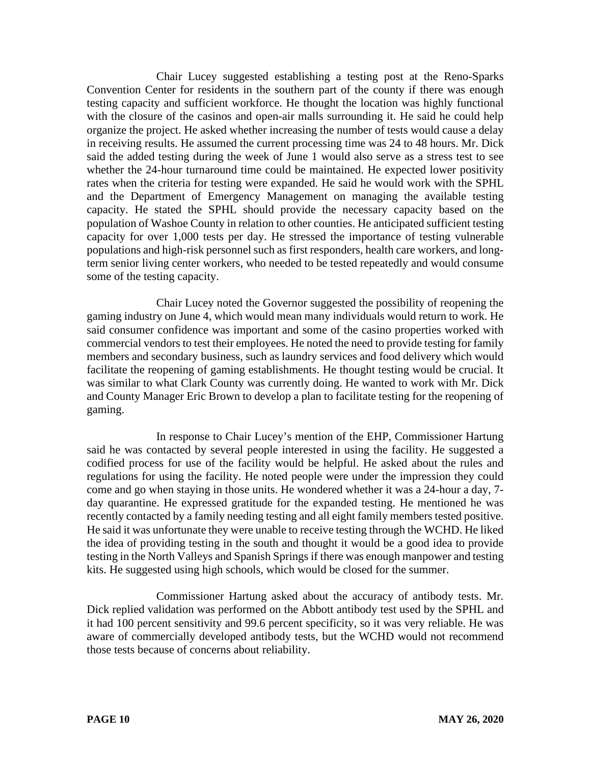Chair Lucey suggested establishing a testing post at the Reno-Sparks Convention Center for residents in the southern part of the county if there was enough testing capacity and sufficient workforce. He thought the location was highly functional with the closure of the casinos and open-air malls surrounding it. He said he could help organize the project. He asked whether increasing the number of tests would cause a delay in receiving results. He assumed the current processing time was 24 to 48 hours. Mr. Dick said the added testing during the week of June 1 would also serve as a stress test to see whether the 24-hour turnaround time could be maintained. He expected lower positivity rates when the criteria for testing were expanded. He said he would work with the SPHL and the Department of Emergency Management on managing the available testing capacity. He stated the SPHL should provide the necessary capacity based on the population of Washoe County in relation to other counties. He anticipated sufficient testing capacity for over 1,000 tests per day. He stressed the importance of testing vulnerable populations and high-risk personnel such as first responders, health care workers, and long-term senior living center workers, who needed to be tested repeatedly and would consume some of the testing capacity.

Chair Lucey noted the Governor suggested the possibility of reopening the gaming industry on June 4, which would mean many individuals would return to work. He said consumer confidence was important and some of the casino properties worked with commercial vendors to test their employees. He noted the need to provide testing for family members and secondary business, such as laundry services and food delivery which would facilitate the reopening of gaming establishments. He thought testing would be crucial. It was similar to what Clark County was currently doing. He wanted to work with Mr. Dick and County Manager Eric Brown to develop a plan to facilitate testing for the reopening of gaming.

In response to Chair Lucey's mention of the EHP, Commissioner Hartung said he was contacted by several people interested in using the facility. He suggested a codified process for use of the facility would be helpful. He asked about the rules and regulations for using the facility. He noted people were under the impression they could come and go when staying in those units. He wondered whether it was a 24-hour a day, 7-day quarantine. He expressed gratitude for the expanded testing. He mentioned he was recently contacted by a family needing testing and all eight family members tested positive. He said it was unfortunate they were unable to receive testing through the WCHD. He liked the idea of providing testing in the south and thought it would be a good idea to provide testing in the North Valleys and Spanish Springs if there was enough manpower and testing kits. He suggested using high schools, which would be closed for the summer.

Commissioner Hartung asked about the accuracy of antibody tests. Mr. Dick replied validation was performed on the Abbott antibody test used by the SPHL and it had 100 percent sensitivity and 99.6 percent specificity, so it was very reliable. He was aware of commercially developed antibody tests, but the WCHD would not recommend those tests because of concerns about reliability.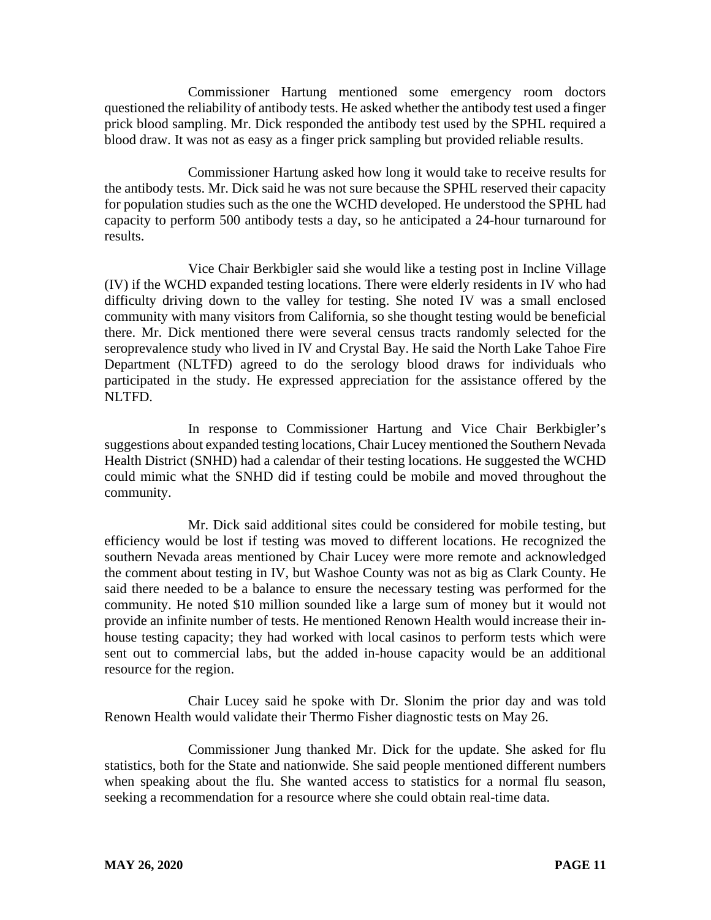Commissioner Hartung mentioned some emergency room doctors questioned the reliability of antibody tests. He asked whether the antibody test used a finger prick blood sampling. Mr. Dick responded the antibody test used by the SPHL required a blood draw. It was not as easy as a finger prick sampling but provided reliable results.

Commissioner Hartung asked how long it would take to receive results for the antibody tests. Mr. Dick said he was not sure because the SPHL reserved their capacity for population studies such as the one the WCHD developed. He understood the SPHL had capacity to perform 500 antibody tests a day, so he anticipated a 24-hour turnaround for results.

Vice Chair Berkbigler said she would like a testing post in Incline Village (IV) if the WCHD expanded testing locations. There were elderly residents in IV who had difficulty driving down to the valley for testing. She noted IV was a small enclosed community with many visitors from California, so she thought testing would be beneficial there. Mr. Dick mentioned there were several census tracts randomly selected for the seroprevalence study who lived in IV and Crystal Bay. He said the North Lake Tahoe Fire Department (NLTFD) agreed to do the serology blood draws for individuals who participated in the study. He expressed appreciation for the assistance offered by the NLTFD.

In response to Commissioner Hartung and Vice Chair Berkbigler's suggestions about expanded testing locations, Chair Lucey mentioned the Southern Nevada Health District (SNHD) had a calendar of their testing locations. He suggested the WCHD could mimic what the SNHD did if testing could be mobile and moved throughout the community.

Mr. Dick said additional sites could be considered for mobile testing, but efficiency would be lost if testing was moved to different locations. He recognized the southern Nevada areas mentioned by Chair Lucey were more remote and acknowledged the comment about testing in IV, but Washoe County was not as big as Clark County. He said there needed to be a balance to ensure the necessary testing was performed for the community. He noted $10 million sounded like a large sum of money but it would not provide an infinite number of tests. He mentioned Renown Health would increase their in-house testing capacity; they had worked with local casinos to perform tests which were sent out to commercial labs, but the added in-house capacity would be an additional resource for the region.

Chair Lucey said he spoke with Dr. Slonim the prior day and was told Renown Health would validate their Thermo Fisher diagnostic tests on May 26.

Commissioner Jung thanked Mr. Dick for the update. She asked for flu statistics, both for the State and nationwide. She said people mentioned different numbers when speaking about the flu. She wanted access to statistics for a normal flu season, seeking a recommendation for a resource where she could obtain real-time data.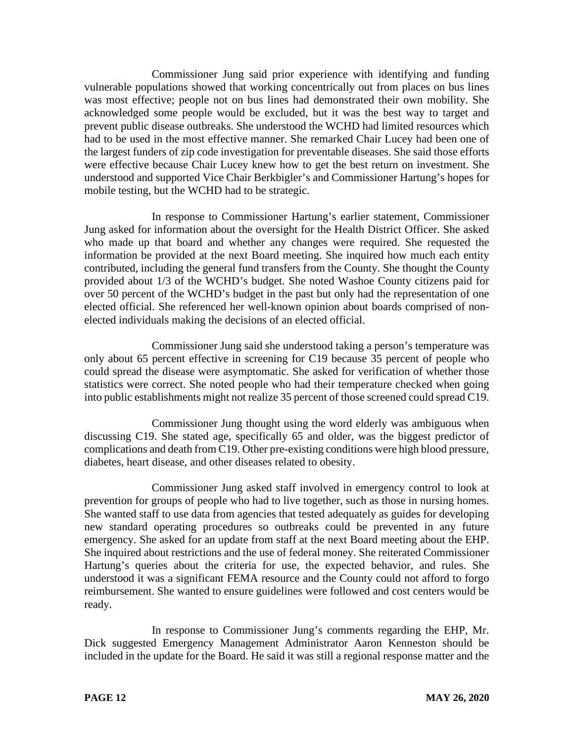Commissioner Jung said prior experience with identifying and funding vulnerable populations showed that working concentrically out from places on bus lines was most effective; people not on bus lines had demonstrated their own mobility. She acknowledged some people would be excluded, but it was the best way to target and prevent public disease outbreaks. She understood the WCHD had limited resources which had to be used in the most effective manner. She remarked Chair Lucey had been one of the largest funders of zip code investigation for preventable diseases. She said those efforts were effective because Chair Lucey knew how to get the best return on investment. She understood and supported Vice Chair Berkbigler's and Commissioner Hartung's hopes for mobile testing, but the WCHD had to be strategic.

In response to Commissioner Hartung's earlier statement, Commissioner Jung asked for information about the oversight for the Health District Officer. She asked who made up that board and whether any changes were required. She requested the information be provided at the next Board meeting. She inquired how much each entity contributed, including the general fund transfers from the County. She thought the County provided about 1/3 of the WCHD's budget. She noted Washoe County citizens paid for over 50 percent of the WCHD's budget in the past but only had the representation of one elected official. She referenced her well-known opinion about boards comprised of non-elected individuals making the decisions of an elected official.

Commissioner Jung said she understood taking a person's temperature was only about 65 percent effective in screening for C19 because 35 percent of people who could spread the disease were asymptomatic. She asked for verification of whether those statistics were correct. She noted people who had their temperature checked when going into public establishments might not realize 35 percent of those screened could spread C19.

Commissioner Jung thought using the word elderly was ambiguous when discussing C19. She stated age, specifically 65 and older, was the biggest predictor of complications and death from C19. Other pre-existing conditions were high blood pressure, diabetes, heart disease, and other diseases related to obesity.

Commissioner Jung asked staff involved in emergency control to look at prevention for groups of people who had to live together, such as those in nursing homes. She wanted staff to use data from agencies that tested adequately as guides for developing new standard operating procedures so outbreaks could be prevented in any future emergency. She asked for an update from staff at the next Board meeting about the EHP. She inquired about restrictions and the use of federal money. She reiterated Commissioner Hartung's queries about the criteria for use, the expected behavior, and rules. She understood it was a significant FEMA resource and the County could not afford to forgo reimbursement. She wanted to ensure guidelines were followed and cost centers would be ready.

In response to Commissioner Jung's comments regarding the EHP, Mr. Dick suggested Emergency Management Administrator Aaron Kenneston should be included in the update for the Board. He said it was still a regional response matter and the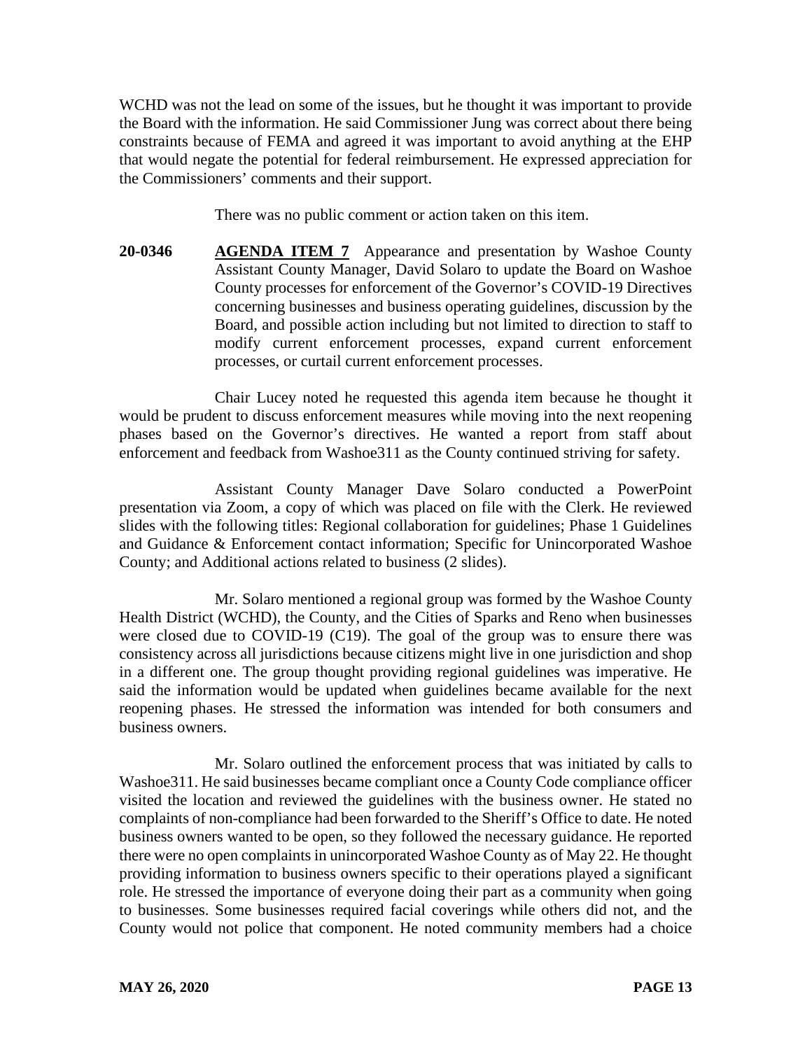WCHD was not the lead on some of the issues, but he thought it was important to provide the Board with the information. He said Commissioner Jung was correct about there being constraints because of FEMA and agreed it was important to avoid anything at the EHP that would negate the potential for federal reimbursement. He expressed appreciation for the Commissioners' comments and their support.

There was no public comment or action taken on this item.

**20-0346** **AGENDA ITEM 7** Appearance and presentation by Washoe County Assistant County Manager, David Solaro to update the Board on Washoe County processes for enforcement of the Governor's COVID-19 Directives concerning businesses and business operating guidelines, discussion by the Board, and possible action including but not limited to direction to staff to modify current enforcement processes, expand current enforcement processes, or curtail current enforcement processes.

Chair Lucey noted he requested this agenda item because he thought it would be prudent to discuss enforcement measures while moving into the next reopening phases based on the Governor's directives. He wanted a report from staff about enforcement and feedback from Washoe311 as the County continued striving for safety.

Assistant County Manager Dave Solaro conducted a PowerPoint presentation via Zoom, a copy of which was placed on file with the Clerk. He reviewed slides with the following titles: Regional collaboration for guidelines; Phase 1 Guidelines and Guidance & Enforcement contact information; Specific for Unincorporated Washoe County; and Additional actions related to business (2 slides).

Mr. Solaro mentioned a regional group was formed by the Washoe County Health District (WCHD), the County, and the Cities of Sparks and Reno when businesses were closed due to COVID-19 (C19). The goal of the group was to ensure there was consistency across all jurisdictions because citizens might live in one jurisdiction and shop in a different one. The group thought providing regional guidelines was imperative. He said the information would be updated when guidelines became available for the next reopening phases. He stressed the information was intended for both consumers and business owners.

Mr. Solaro outlined the enforcement process that was initiated by calls to Washoe311. He said businesses became compliant once a County Code compliance officer visited the location and reviewed the guidelines with the business owner. He stated no complaints of non-compliance had been forwarded to the Sheriff's Office to date. He noted business owners wanted to be open, so they followed the necessary guidance. He reported there were no open complaints in unincorporated Washoe County as of May 22. He thought providing information to business owners specific to their operations played a significant role. He stressed the importance of everyone doing their part as a community when going to businesses. Some businesses required facial coverings while others did not, and the County would not police that component. He noted community members had a choice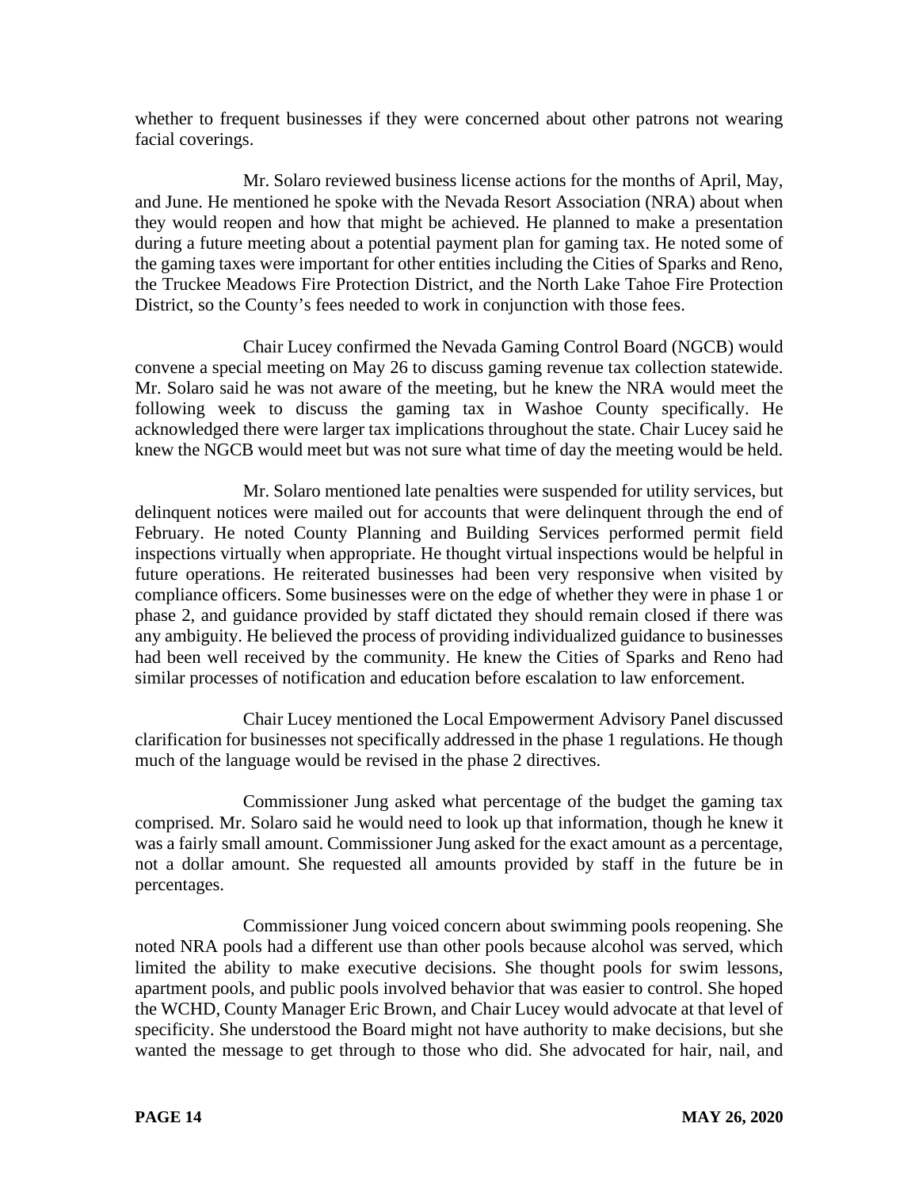whether to frequent businesses if they were concerned about other patrons not wearing facial coverings.

Mr. Solaro reviewed business license actions for the months of April, May, and June. He mentioned he spoke with the Nevada Resort Association (NRA) about when they would reopen and how that might be achieved. He planned to make a presentation during a future meeting about a potential payment plan for gaming tax. He noted some of the gaming taxes were important for other entities including the Cities of Sparks and Reno, the Truckee Meadows Fire Protection District, and the North Lake Tahoe Fire Protection District, so the County's fees needed to work in conjunction with those fees.

Chair Lucey confirmed the Nevada Gaming Control Board (NGCB) would convene a special meeting on May 26 to discuss gaming revenue tax collection statewide. Mr. Solaro said he was not aware of the meeting, but he knew the NRA would meet the following week to discuss the gaming tax in Washoe County specifically. He acknowledged there were larger tax implications throughout the state. Chair Lucey said he knew the NGCB would meet but was not sure what time of day the meeting would be held.

Mr. Solaro mentioned late penalties were suspended for utility services, but delinquent notices were mailed out for accounts that were delinquent through the end of February. He noted County Planning and Building Services performed permit field inspections virtually when appropriate. He thought virtual inspections would be helpful in future operations. He reiterated businesses had been very responsive when visited by compliance officers. Some businesses were on the edge of whether they were in phase 1 or phase 2, and guidance provided by staff dictated they should remain closed if there was any ambiguity. He believed the process of providing individualized guidance to businesses had been well received by the community. He knew the Cities of Sparks and Reno had similar processes of notification and education before escalation to law enforcement.

Chair Lucey mentioned the Local Empowerment Advisory Panel discussed clarification for businesses not specifically addressed in the phase 1 regulations. He though much of the language would be revised in the phase 2 directives.

Commissioner Jung asked what percentage of the budget the gaming tax comprised. Mr. Solaro said he would need to look up that information, though he knew it was a fairly small amount. Commissioner Jung asked for the exact amount as a percentage, not a dollar amount. She requested all amounts provided by staff in the future be in percentages.

Commissioner Jung voiced concern about swimming pools reopening. She noted NRA pools had a different use than other pools because alcohol was served, which limited the ability to make executive decisions. She thought pools for swim lessons, apartment pools, and public pools involved behavior that was easier to control. She hoped the WCHD, County Manager Eric Brown, and Chair Lucey would advocate at that level of specificity. She understood the Board might not have authority to make decisions, but she wanted the message to get through to those who did. She advocated for hair, nail, and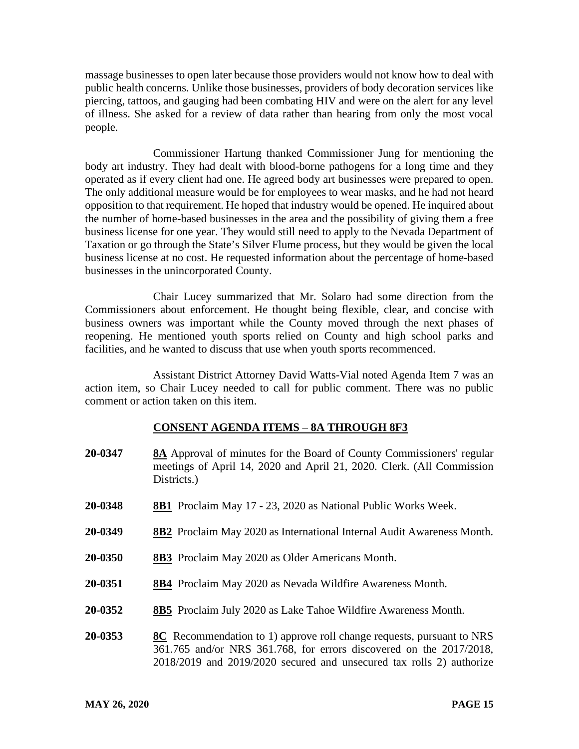massage businesses to open later because those providers would not know how to deal with public health concerns. Unlike those businesses, providers of body decoration services like piercing, tattoos, and gauging had been combating HIV and were on the alert for any level of illness. She asked for a review of data rather than hearing from only the most vocal people.

Commissioner Hartung thanked Commissioner Jung for mentioning the body art industry. They had dealt with blood-borne pathogens for a long time and they operated as if every client had one. He agreed body art businesses were prepared to open. The only additional measure would be for employees to wear masks, and he had not heard opposition to that requirement. He hoped that industry would be opened. He inquired about the number of home-based businesses in the area and the possibility of giving them a free business license for one year. They would still need to apply to the Nevada Department of Taxation or go through the State's Silver Flume process, but they would be given the local business license at no cost. He requested information about the percentage of home-based businesses in the unincorporated County.

Chair Lucey summarized that Mr. Solaro had some direction from the Commissioners about enforcement. He thought being flexible, clear, and concise with business owners was important while the County moved through the next phases of reopening. He mentioned youth sports relied on County and high school parks and facilities, and he wanted to discuss that use when youth sports recommenced.

Assistant District Attorney David Watts-Vial noted Agenda Item 7 was an action item, so Chair Lucey needed to call for public comment. There was no public comment or action taken on this item.

## CONSENT AGENDA ITEMS – 8A THROUGH 8F3

**20-0347** **8A** Approval of minutes for the Board of County Commissioners' regular meetings of April 14, 2020 and April 21, 2020. Clerk. (All Commission Districts.)

**20-0348** **8B1** Proclaim May 17 - 23, 2020 as National Public Works Week.

**20-0349** **8B2** Proclaim May 2020 as International Internal Audit Awareness Month.

**20-0350** **8B3** Proclaim May 2020 as Older Americans Month.

**20-0351** **8B4** Proclaim May 2020 as Nevada Wildfire Awareness Month.

**20-0352** **8B5** Proclaim July 2020 as Lake Tahoe Wildfire Awareness Month.

**20-0353** **8C** Recommendation to 1) approve roll change requests, pursuant to NRS 361.765 and/or NRS 361.768, for errors discovered on the 2017/2018, 2018/2019 and 2019/2020 secured and unsecured tax rolls 2) authorize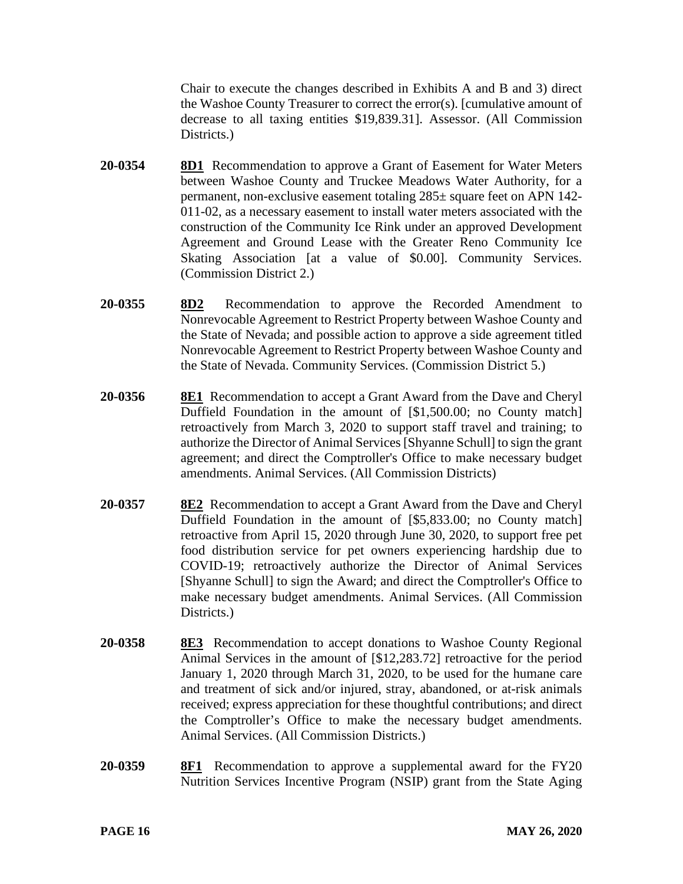Chair to execute the changes described in Exhibits A and B and 3) direct the Washoe County Treasurer to correct the error(s). [cumulative amount of decrease to all taxing entities $19,839.31]. Assessor. (All Commission Districts.)

**20-0354** **8D1** Recommendation to approve a Grant of Easement for Water Meters between Washoe County and Truckee Meadows Water Authority, for a permanent, non-exclusive easement totaling 285± square feet on APN 142-011-02, as a necessary easement to install water meters associated with the construction of the Community Ice Rink under an approved Development Agreement and Ground Lease with the Greater Reno Community Ice Skating Association [at a value of $0.00]. Community Services. (Commission District 2.)

**20-0355** **8D2** Recommendation to approve the Recorded Amendment to Nonrevocable Agreement to Restrict Property between Washoe County and the State of Nevada; and possible action to approve a side agreement titled Nonrevocable Agreement to Restrict Property between Washoe County and the State of Nevada. Community Services. (Commission District 5.)

**20-0356** **8E1** Recommendation to accept a Grant Award from the Dave and Cheryl Duffield Foundation in the amount of [$1,500.00; no County match] retroactively from March 3, 2020 to support staff travel and training; to authorize the Director of Animal Services [Shyanne Schull] to sign the grant agreement; and direct the Comptroller's Office to make necessary budget amendments. Animal Services. (All Commission Districts)

**20-0357** **8E2** Recommendation to accept a Grant Award from the Dave and Cheryl Duffield Foundation in the amount of [$5,833.00; no County match] retroactive from April 15, 2020 through June 30, 2020, to support free pet food distribution service for pet owners experiencing hardship due to COVID-19; retroactively authorize the Director of Animal Services [Shyanne Schull] to sign the Award; and direct the Comptroller's Office to make necessary budget amendments. Animal Services. (All Commission Districts.)

**20-0358** **8E3** Recommendation to accept donations to Washoe County Regional Animal Services in the amount of [$12,283.72] retroactive for the period January 1, 2020 through March 31, 2020, to be used for the humane care and treatment of sick and/or injured, stray, abandoned, or at-risk animals received; express appreciation for these thoughtful contributions; and direct the Comptroller's Office to make the necessary budget amendments. Animal Services. (All Commission Districts.)

**20-0359** **8F1** Recommendation to approve a supplemental award for the FY20 Nutrition Services Incentive Program (NSIP) grant from the State Aging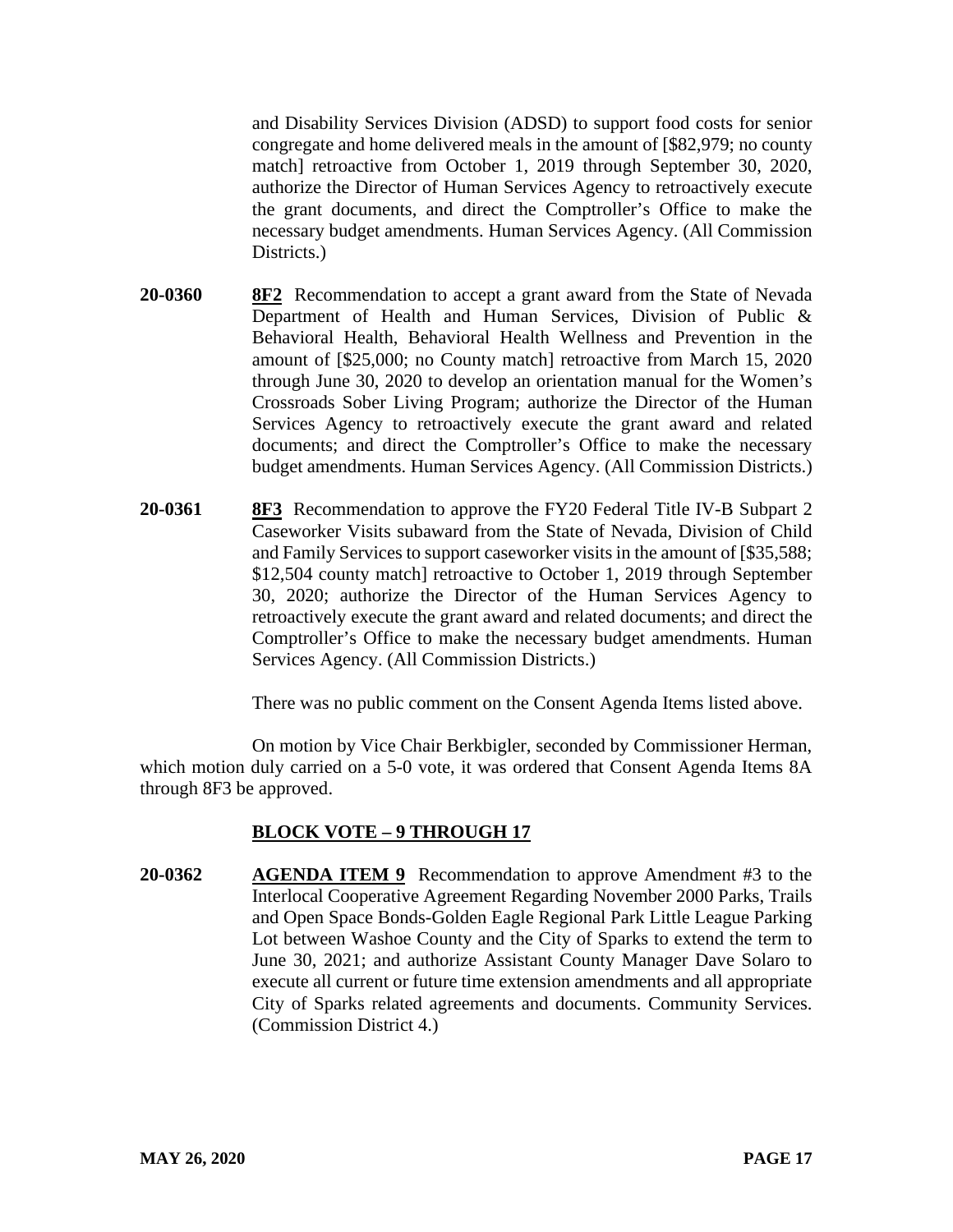and Disability Services Division (ADSD) to support food costs for senior congregate and home delivered meals in the amount of [$82,979; no county match] retroactive from October 1, 2019 through September 30, 2020, authorize the Director of Human Services Agency to retroactively execute the grant documents, and direct the Comptroller's Office to make the necessary budget amendments. Human Services Agency. (All Commission Districts.)

**20-0360** **8F2** Recommendation to accept a grant award from the State of Nevada Department of Health and Human Services, Division of Public & Behavioral Health, Behavioral Health Wellness and Prevention in the amount of [$25,000; no County match] retroactive from March 15, 2020 through June 30, 2020 to develop an orientation manual for the Women's Crossroads Sober Living Program; authorize the Director of the Human Services Agency to retroactively execute the grant award and related documents; and direct the Comptroller's Office to make the necessary budget amendments. Human Services Agency. (All Commission Districts.)

**20-0361** **8F3** Recommendation to approve the FY20 Federal Title IV-B Subpart 2 Caseworker Visits subaward from the State of Nevada, Division of Child and Family Services to support caseworker visits in the amount of [$35,588; $12,504 county match] retroactive to October 1, 2019 through September 30, 2020; authorize the Director of the Human Services Agency to retroactively execute the grant award and related documents; and direct the Comptroller's Office to make the necessary budget amendments. Human Services Agency. (All Commission Districts.)

There was no public comment on the Consent Agenda Items listed above.

On motion by Vice Chair Berkbigler, seconded by Commissioner Herman, which motion duly carried on a 5-0 vote, it was ordered that Consent Agenda Items 8A through 8F3 be approved.

## BLOCK VOTE – 9 THROUGH 17

**20-0362** **AGENDA ITEM 9** Recommendation to approve Amendment #3 to the Interlocal Cooperative Agreement Regarding November 2000 Parks, Trails and Open Space Bonds-Golden Eagle Regional Park Little League Parking Lot between Washoe County and the City of Sparks to extend the term to June 30, 2021; and authorize Assistant County Manager Dave Solaro to execute all current or future time extension amendments and all appropriate City of Sparks related agreements and documents. Community Services. (Commission District 4.)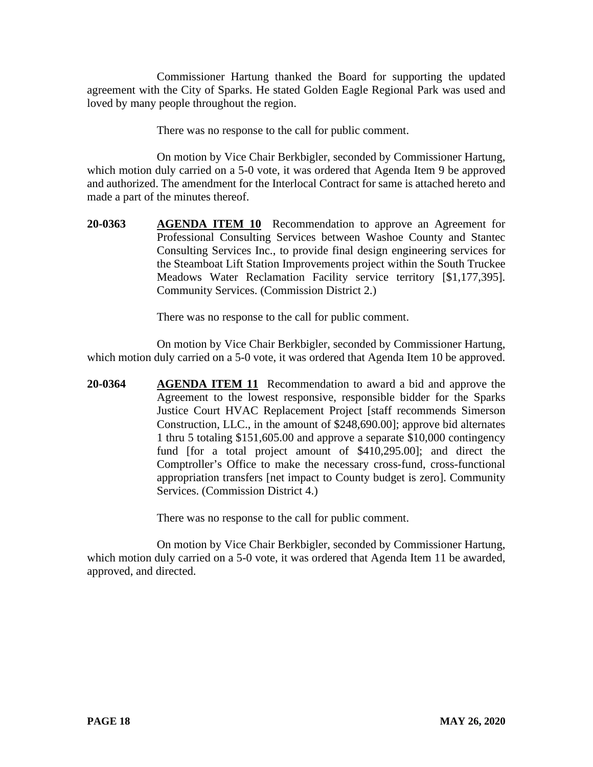Commissioner Hartung thanked the Board for supporting the updated agreement with the City of Sparks. He stated Golden Eagle Regional Park was used and loved by many people throughout the region.

There was no response to the call for public comment.

On motion by Vice Chair Berkbigler, seconded by Commissioner Hartung, which motion duly carried on a 5-0 vote, it was ordered that Agenda Item 9 be approved and authorized. The amendment for the Interlocal Contract for same is attached hereto and made a part of the minutes thereof.

**20-0363** **AGENDA ITEM 10** Recommendation to approve an Agreement for Professional Consulting Services between Washoe County and Stantec Consulting Services Inc., to provide final design engineering services for the Steamboat Lift Station Improvements project within the South Truckee Meadows Water Reclamation Facility service territory [$1,177,395]. Community Services. (Commission District 2.)

There was no response to the call for public comment.

On motion by Vice Chair Berkbigler, seconded by Commissioner Hartung, which motion duly carried on a 5-0 vote, it was ordered that Agenda Item 10 be approved.

**20-0364** **AGENDA ITEM 11** Recommendation to award a bid and approve the Agreement to the lowest responsive, responsible bidder for the Sparks Justice Court HVAC Replacement Project [staff recommends Simerson Construction, LLC., in the amount of $248,690.00]; approve bid alternates 1 thru 5 totaling $151,605.00 and approve a separate $10,000 contingency fund [for a total project amount of $410,295.00]; and direct the Comptroller's Office to make the necessary cross-fund, cross-functional appropriation transfers [net impact to County budget is zero]. Community Services. (Commission District 4.)

There was no response to the call for public comment.

On motion by Vice Chair Berkbigler, seconded by Commissioner Hartung, which motion duly carried on a 5-0 vote, it was ordered that Agenda Item 11 be awarded, approved, and directed.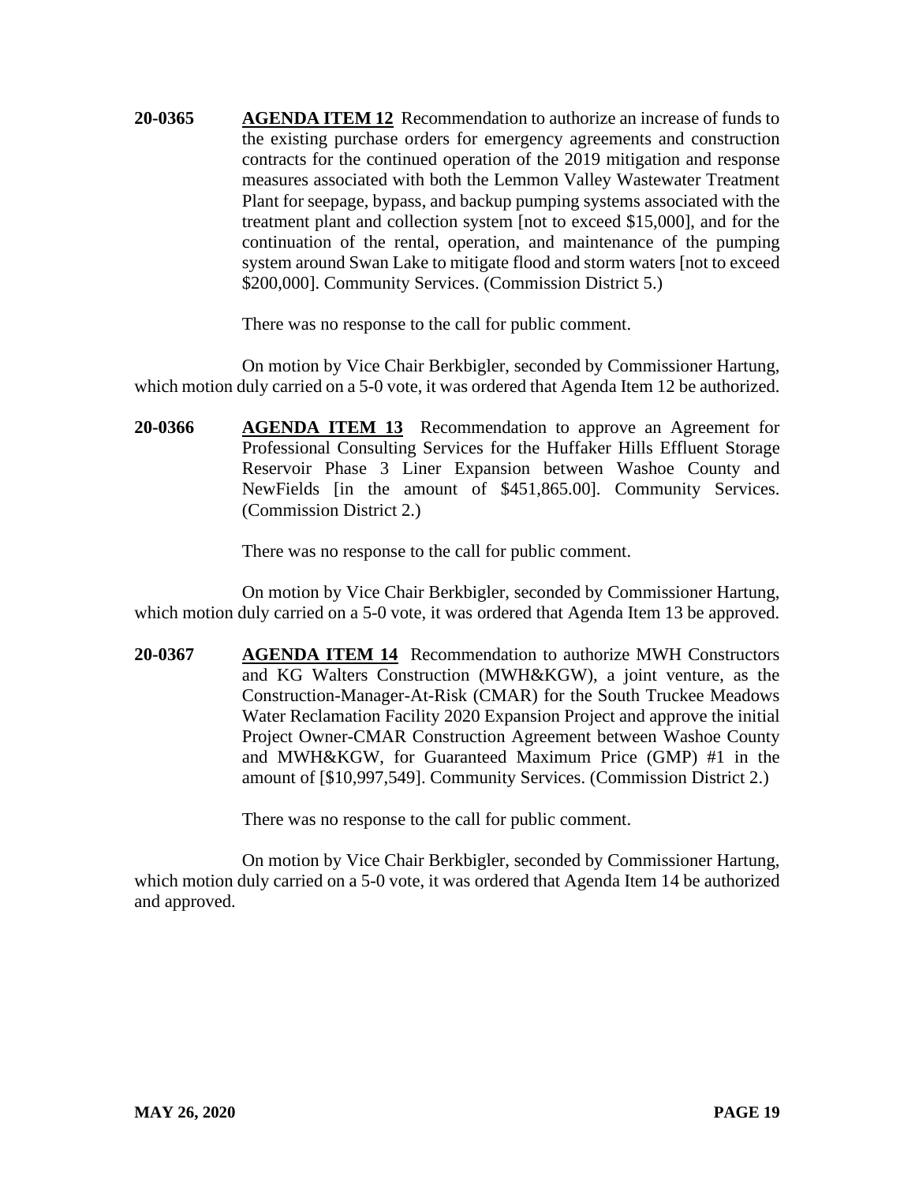**20-0365** **AGENDA ITEM 12** Recommendation to authorize an increase of funds to the existing purchase orders for emergency agreements and construction contracts for the continued operation of the 2019 mitigation and response measures associated with both the Lemmon Valley Wastewater Treatment Plant for seepage, bypass, and backup pumping systems associated with the treatment plant and collection system [not to exceed $15,000], and for the continuation of the rental, operation, and maintenance of the pumping system around Swan Lake to mitigate flood and storm waters [not to exceed $200,000]. Community Services. (Commission District 5.)

There was no response to the call for public comment.

On motion by Vice Chair Berkbigler, seconded by Commissioner Hartung, which motion duly carried on a 5-0 vote, it was ordered that Agenda Item 12 be authorized.

**20-0366** **AGENDA ITEM 13** Recommendation to approve an Agreement for Professional Consulting Services for the Huffaker Hills Effluent Storage Reservoir Phase 3 Liner Expansion between Washoe County and NewFields [in the amount of $451,865.00]. Community Services. (Commission District 2.)

There was no response to the call for public comment.

On motion by Vice Chair Berkbigler, seconded by Commissioner Hartung, which motion duly carried on a 5-0 vote, it was ordered that Agenda Item 13 be approved.

**20-0367** **AGENDA ITEM 14** Recommendation to authorize MWH Constructors and KG Walters Construction (MWH&KGW), a joint venture, as the Construction-Manager-At-Risk (CMAR) for the South Truckee Meadows Water Reclamation Facility 2020 Expansion Project and approve the initial Project Owner-CMAR Construction Agreement between Washoe County and MWH&KGW, for Guaranteed Maximum Price (GMP) #1 in the amount of [$10,997,549]. Community Services. (Commission District 2.)

There was no response to the call for public comment.

On motion by Vice Chair Berkbigler, seconded by Commissioner Hartung, which motion duly carried on a 5-0 vote, it was ordered that Agenda Item 14 be authorized and approved.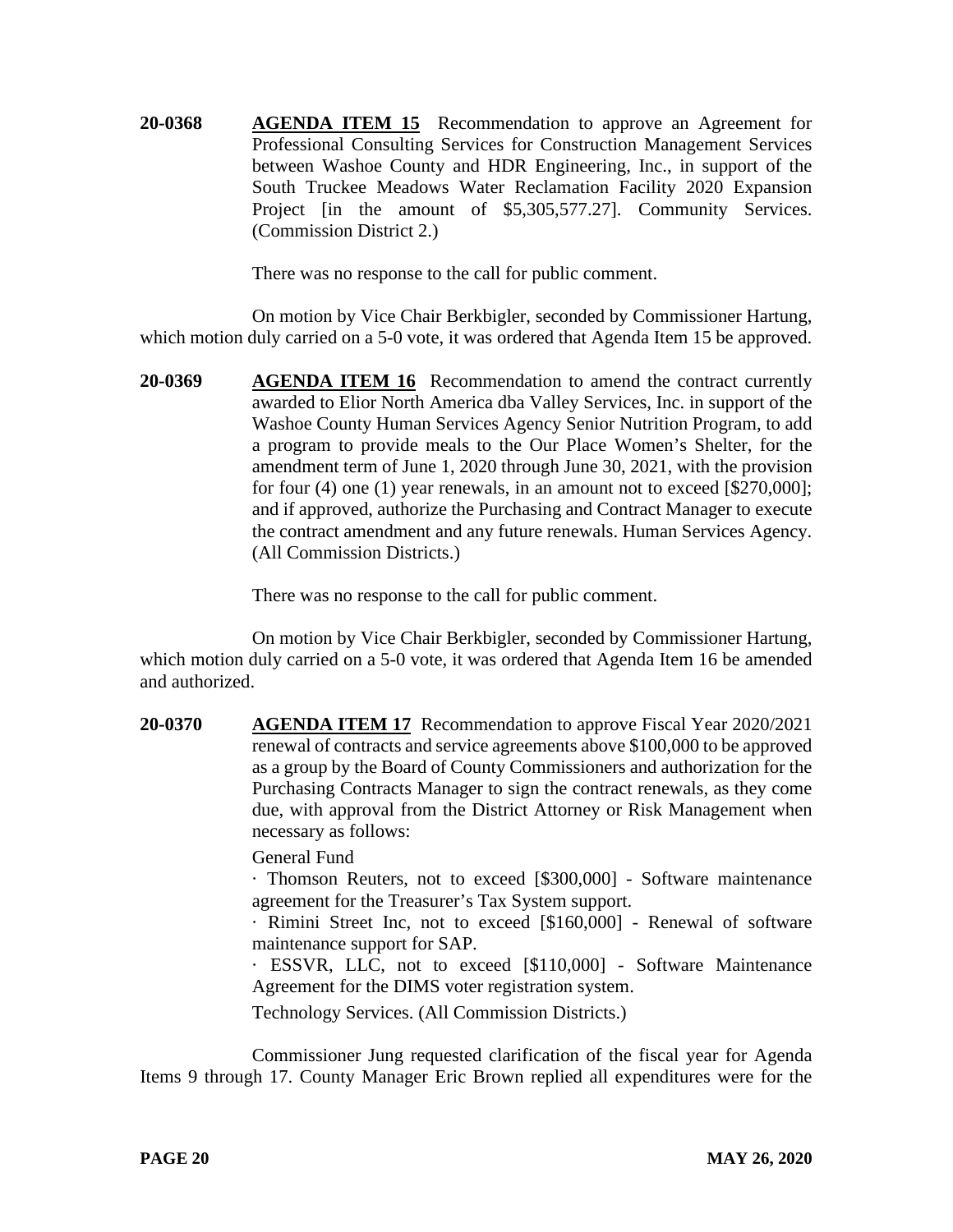**20-0368** **AGENDA ITEM 15** Recommendation to approve an Agreement for Professional Consulting Services for Construction Management Services between Washoe County and HDR Engineering, Inc., in support of the South Truckee Meadows Water Reclamation Facility 2020 Expansion Project [in the amount of $5,305,577.27]. Community Services. (Commission District 2.)

There was no response to the call for public comment.

On motion by Vice Chair Berkbigler, seconded by Commissioner Hartung, which motion duly carried on a 5-0 vote, it was ordered that Agenda Item 15 be approved.

**20-0369** **AGENDA ITEM 16** Recommendation to amend the contract currently awarded to Elior North America dba Valley Services, Inc. in support of the Washoe County Human Services Agency Senior Nutrition Program, to add a program to provide meals to the Our Place Women's Shelter, for the amendment term of June 1, 2020 through June 30, 2021, with the provision for four (4) one (1) year renewals, in an amount not to exceed [$270,000]; and if approved, authorize the Purchasing and Contract Manager to execute the contract amendment and any future renewals. Human Services Agency. (All Commission Districts.)

There was no response to the call for public comment.

On motion by Vice Chair Berkbigler, seconded by Commissioner Hartung, which motion duly carried on a 5-0 vote, it was ordered that Agenda Item 16 be amended and authorized.

**20-0370** **AGENDA ITEM 17** Recommendation to approve Fiscal Year 2020/2021 renewal of contracts and service agreements above $100,000 to be approved as a group by the Board of County Commissioners and authorization for the Purchasing Contracts Manager to sign the contract renewals, as they come due, with approval from the District Attorney or Risk Management when necessary as follows:

General Fund

· Thomson Reuters, not to exceed [$300,000] - Software maintenance agreement for the Treasurer's Tax System support.

· Rimini Street Inc, not to exceed [$160,000] - Renewal of software maintenance support for SAP.

· ESSVR, LLC, not to exceed [$110,000] - Software Maintenance Agreement for the DIMS voter registration system.

Technology Services. (All Commission Districts.)

Commissioner Jung requested clarification of the fiscal year for Agenda Items 9 through 17. County Manager Eric Brown replied all expenditures were for the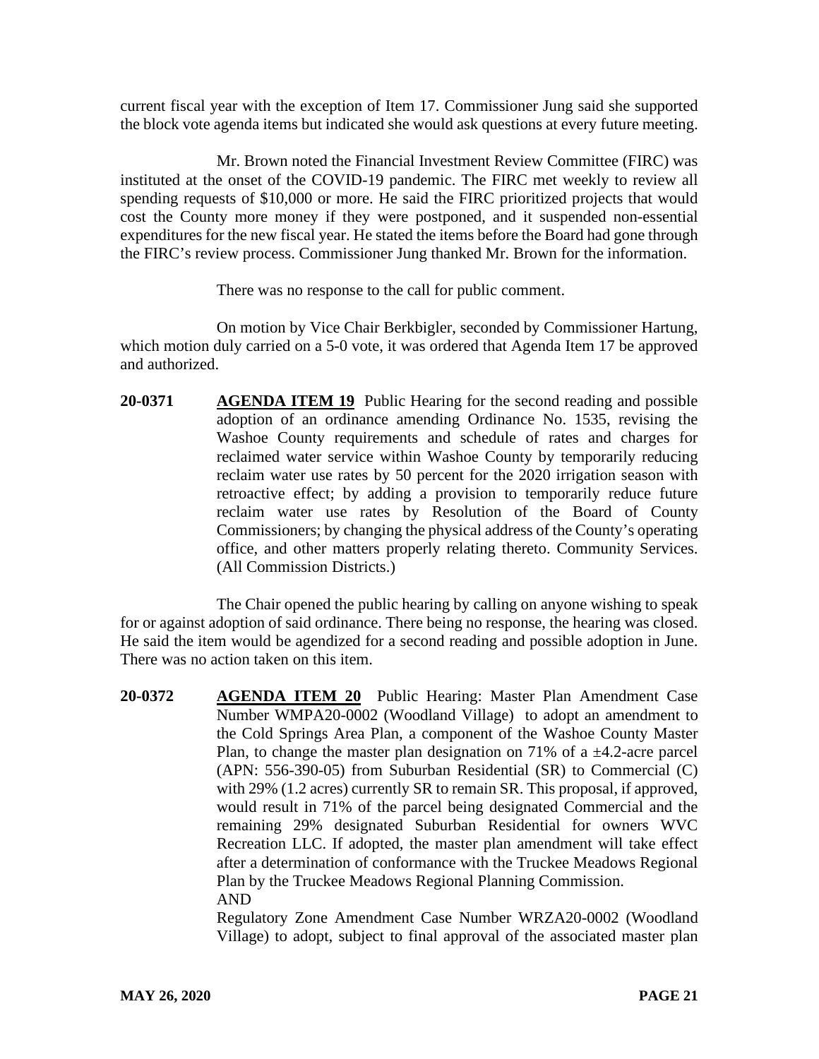current fiscal year with the exception of Item 17. Commissioner Jung said she supported the block vote agenda items but indicated she would ask questions at every future meeting.

Mr. Brown noted the Financial Investment Review Committee (FIRC) was instituted at the onset of the COVID-19 pandemic. The FIRC met weekly to review all spending requests of $10,000 or more. He said the FIRC prioritized projects that would cost the County more money if they were postponed, and it suspended non-essential expenditures for the new fiscal year. He stated the items before the Board had gone through the FIRC's review process. Commissioner Jung thanked Mr. Brown for the information.

There was no response to the call for public comment.

On motion by Vice Chair Berkbigler, seconded by Commissioner Hartung, which motion duly carried on a 5-0 vote, it was ordered that Agenda Item 17 be approved and authorized.

**20-0371** **AGENDA ITEM 19** Public Hearing for the second reading and possible adoption of an ordinance amending Ordinance No. 1535, revising the Washoe County requirements and schedule of rates and charges for reclaimed water service within Washoe County by temporarily reducing reclaim water use rates by 50 percent for the 2020 irrigation season with retroactive effect; by adding a provision to temporarily reduce future reclaim water use rates by Resolution of the Board of County Commissioners; by changing the physical address of the County's operating office, and other matters properly relating thereto. Community Services. (All Commission Districts.)

The Chair opened the public hearing by calling on anyone wishing to speak for or against adoption of said ordinance. There being no response, the hearing was closed. He said the item would be agendized for a second reading and possible adoption in June. There was no action taken on this item.

**20-0372** **AGENDA ITEM 20** Public Hearing: Master Plan Amendment Case Number WMPA20-0002 (Woodland Village) to adopt an amendment to the Cold Springs Area Plan, a component of the Washoe County Master Plan, to change the master plan designation on 71% of a ±4.2-acre parcel (APN: 556-390-05) from Suburban Residential (SR) to Commercial (C) with 29% (1.2 acres) currently SR to remain SR. This proposal, if approved, would result in 71% of the parcel being designated Commercial and the remaining 29% designated Suburban Residential for owners WVC Recreation LLC. If adopted, the master plan amendment will take effect after a determination of conformance with the Truckee Meadows Regional Plan by the Truckee Meadows Regional Planning Commission.

AND

Regulatory Zone Amendment Case Number WRZA20-0002 (Woodland Village) to adopt, subject to final approval of the associated master plan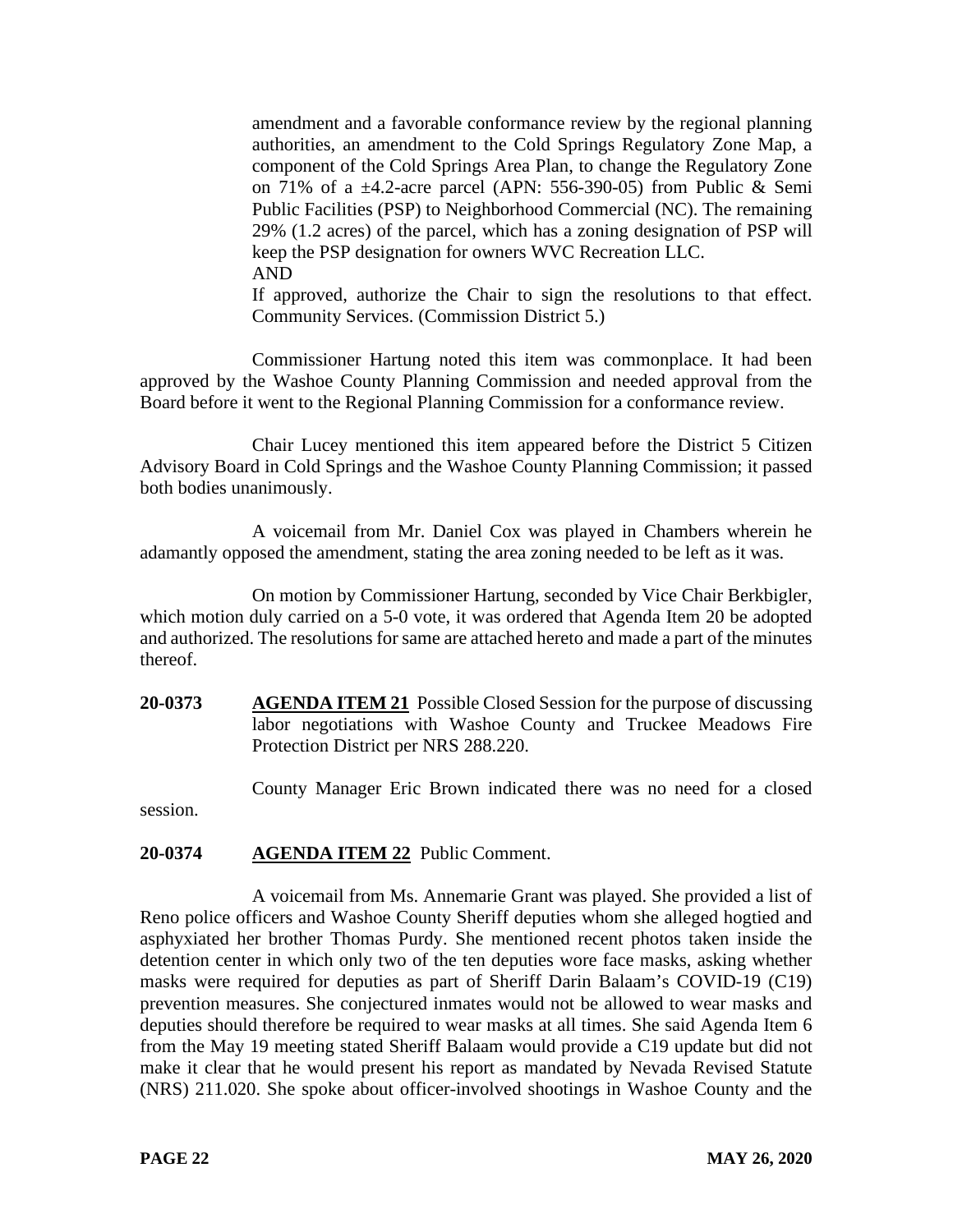amendment and a favorable conformance review by the regional planning authorities, an amendment to the Cold Springs Regulatory Zone Map, a component of the Cold Springs Area Plan, to change the Regulatory Zone on 71% of a ±4.2-acre parcel (APN: 556-390-05) from Public & Semi Public Facilities (PSP) to Neighborhood Commercial (NC). The remaining 29% (1.2 acres) of the parcel, which has a zoning designation of PSP will keep the PSP designation for owners WVC Recreation LLC.
AND
If approved, authorize the Chair to sign the resolutions to that effect. Community Services. (Commission District 5.)

Commissioner Hartung noted this item was commonplace. It had been approved by the Washoe County Planning Commission and needed approval from the Board before it went to the Regional Planning Commission for a conformance review.

Chair Lucey mentioned this item appeared before the District 5 Citizen Advisory Board in Cold Springs and the Washoe County Planning Commission; it passed both bodies unanimously.

A voicemail from Mr. Daniel Cox was played in Chambers wherein he adamantly opposed the amendment, stating the area zoning needed to be left as it was.

On motion by Commissioner Hartung, seconded by Vice Chair Berkbigler, which motion duly carried on a 5-0 vote, it was ordered that Agenda Item 20 be adopted and authorized. The resolutions for same are attached hereto and made a part of the minutes thereof.

**20-0373** **AGENDA ITEM 21** Possible Closed Session for the purpose of discussing labor negotiations with Washoe County and Truckee Meadows Fire Protection District per NRS 288.220.

County Manager Eric Brown indicated there was no need for a closed session.

**20-0374** **AGENDA ITEM 22** Public Comment.

A voicemail from Ms. Annemarie Grant was played. She provided a list of Reno police officers and Washoe County Sheriff deputies whom she alleged hogtied and asphyxiated her brother Thomas Purdy. She mentioned recent photos taken inside the detention center in which only two of the ten deputies wore face masks, asking whether masks were required for deputies as part of Sheriff Darin Balaam's COVID-19 (C19) prevention measures. She conjectured inmates would not be allowed to wear masks and deputies should therefore be required to wear masks at all times. She said Agenda Item 6 from the May 19 meeting stated Sheriff Balaam would provide a C19 update but did not make it clear that he would present his report as mandated by Nevada Revised Statute (NRS) 211.020. She spoke about officer-involved shootings in Washoe County and the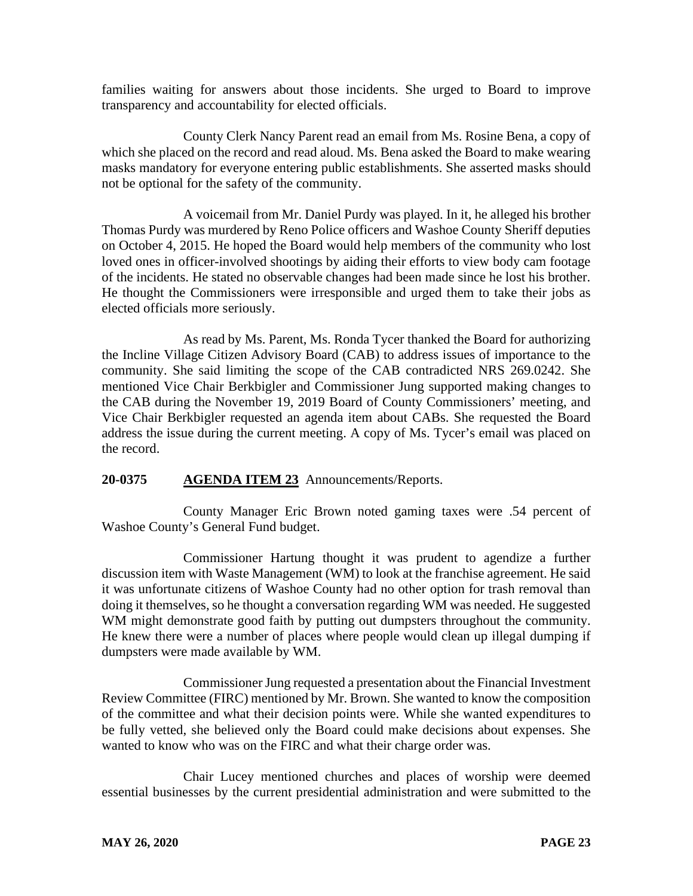families waiting for answers about those incidents. She urged to Board to improve transparency and accountability for elected officials.

County Clerk Nancy Parent read an email from Ms. Rosine Bena, a copy of which she placed on the record and read aloud. Ms. Bena asked the Board to make wearing masks mandatory for everyone entering public establishments. She asserted masks should not be optional for the safety of the community.

A voicemail from Mr. Daniel Purdy was played. In it, he alleged his brother Thomas Purdy was murdered by Reno Police officers and Washoe County Sheriff deputies on October 4, 2015. He hoped the Board would help members of the community who lost loved ones in officer-involved shootings by aiding their efforts to view body cam footage of the incidents. He stated no observable changes had been made since he lost his brother. He thought the Commissioners were irresponsible and urged them to take their jobs as elected officials more seriously.

As read by Ms. Parent, Ms. Ronda Tycer thanked the Board for authorizing the Incline Village Citizen Advisory Board (CAB) to address issues of importance to the community. She said limiting the scope of the CAB contradicted NRS 269.0242. She mentioned Vice Chair Berkbigler and Commissioner Jung supported making changes to the CAB during the November 19, 2019 Board of County Commissioners' meeting, and Vice Chair Berkbigler requested an agenda item about CABs. She requested the Board address the issue during the current meeting. A copy of Ms. Tycer's email was placed on the record.

**20-0375 AGENDA ITEM 23** Announcements/Reports.

County Manager Eric Brown noted gaming taxes were .54 percent of Washoe County's General Fund budget.

Commissioner Hartung thought it was prudent to agendize a further discussion item with Waste Management (WM) to look at the franchise agreement. He said it was unfortunate citizens of Washoe County had no other option for trash removal than doing it themselves, so he thought a conversation regarding WM was needed. He suggested WM might demonstrate good faith by putting out dumpsters throughout the community. He knew there were a number of places where people would clean up illegal dumping if dumpsters were made available by WM.

Commissioner Jung requested a presentation about the Financial Investment Review Committee (FIRC) mentioned by Mr. Brown. She wanted to know the composition of the committee and what their decision points were. While she wanted expenditures to be fully vetted, she believed only the Board could make decisions about expenses. She wanted to know who was on the FIRC and what their charge order was.

Chair Lucey mentioned churches and places of worship were deemed essential businesses by the current presidential administration and were submitted to the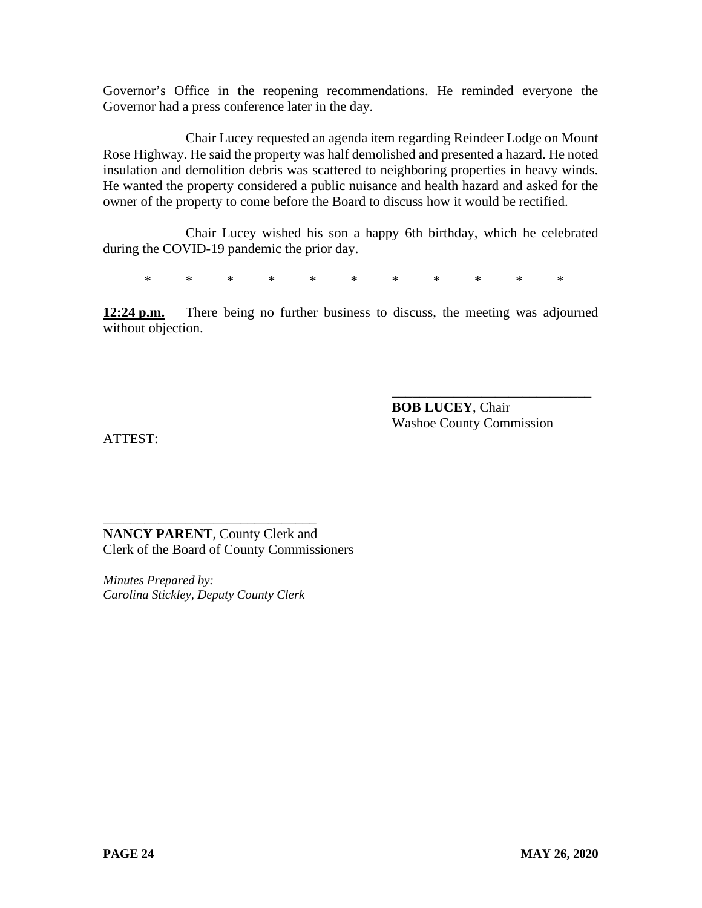Governor's Office in the reopening recommendations. He reminded everyone the Governor had a press conference later in the day.

Chair Lucey requested an agenda item regarding Reindeer Lodge on Mount Rose Highway. He said the property was half demolished and presented a hazard. He noted insulation and demolition debris was scattered to neighboring properties in heavy winds. He wanted the property considered a public nuisance and health hazard and asked for the owner of the property to come before the Board to discuss how it would be rectified.

Chair Lucey wished his son a happy 6th birthday, which he celebrated during the COVID-19 pandemic the prior day.

\* \* \* \* \* \* \* \* \* \* \*

**12:24 p.m.** There being no further business to discuss, the meeting was adjourned without objection.

\_\_\_\_\_\_\_\_\_\_\_\_\_\_\_\_\_\_\_\_\_\_\_\_\_\_\_\_\_\_
**BOB LUCEY**, Chair
Washoe County Commission

ATTEST:

\_\_\_\_\_\_\_\_\_\_\_\_\_\_\_\_\_\_\_\_\_\_\_\_\_\_\_\_\_\_
**NANCY PARENT**, County Clerk and
Clerk of the Board of County Commissioners

*Minutes Prepared by:*
*Carolina Stickley, Deputy County Clerk*